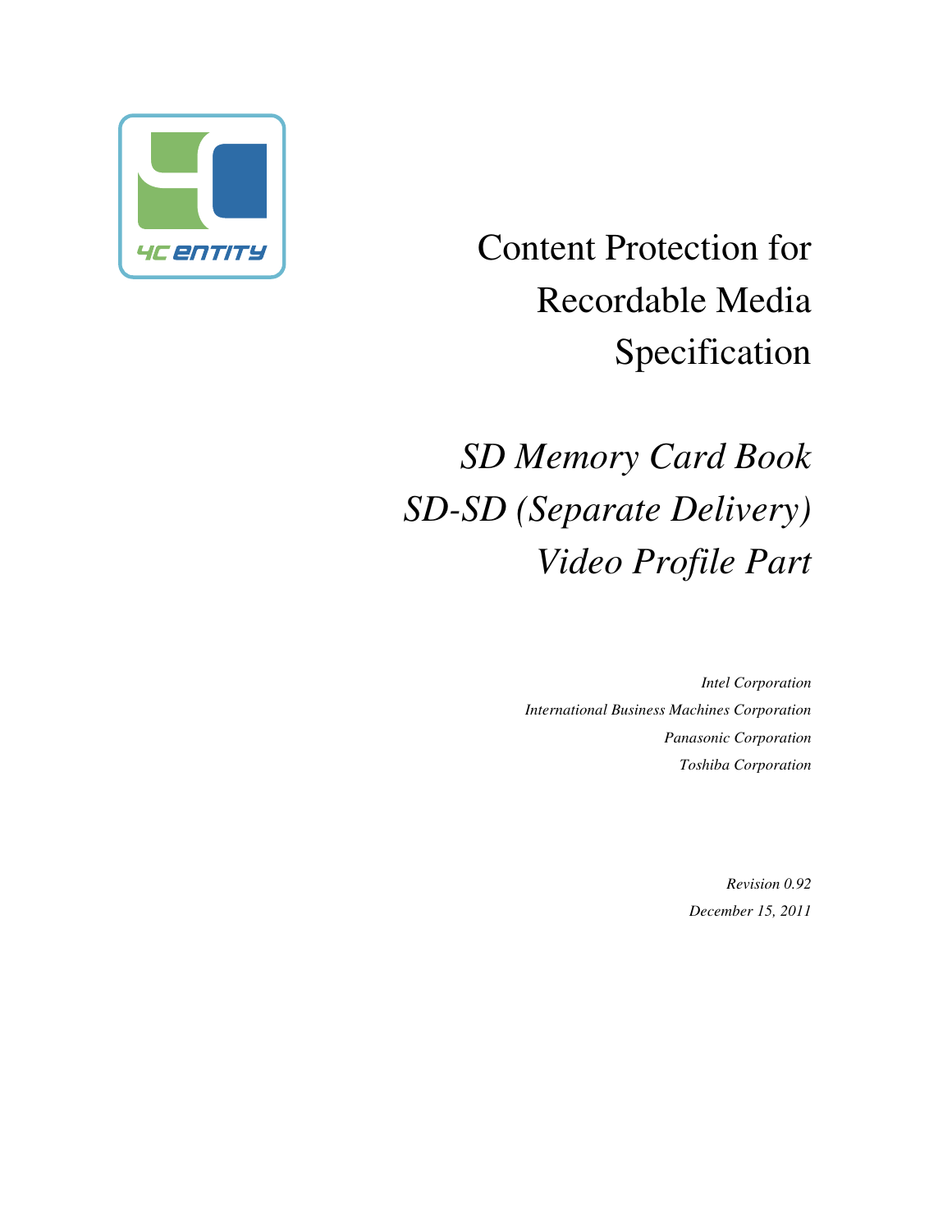4C ENTITY

# Content Protection for Recordable Media Specification

## *SD Memory Card Book*
## *SD-SD (Separate Delivery)*
## *Video Profile Part*

*Intel Corporation*

*International Business Machines Corporation*

*Panasonic Corporation*

*Toshiba Corporation*

*Revision 0.92*

*December 15, 2011*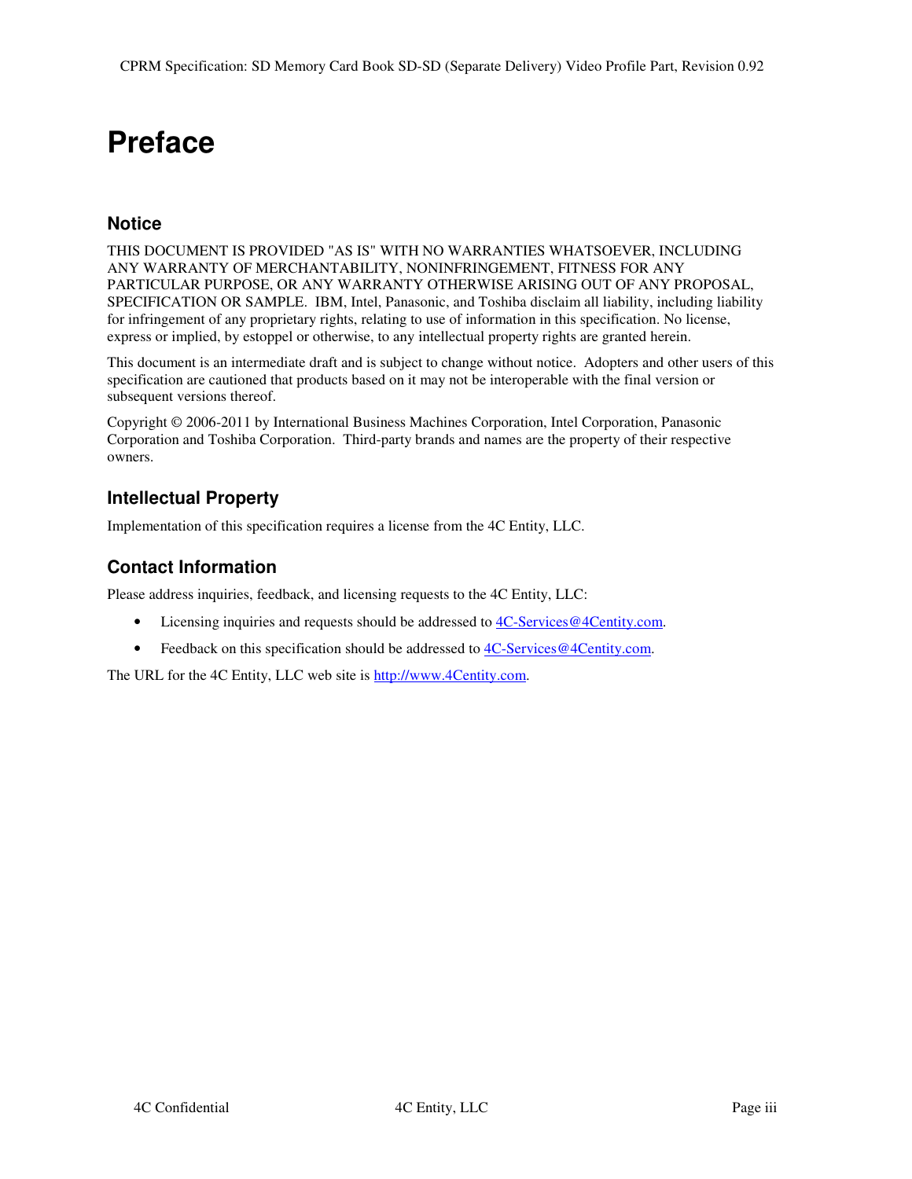# Preface

## Notice

THIS DOCUMENT IS PROVIDED "AS IS" WITH NO WARRANTIES WHATSOEVER, INCLUDING ANY WARRANTY OF MERCHANTABILITY, NONINFRINGEMENT, FITNESS FOR ANY PARTICULAR PURPOSE, OR ANY WARRANTY OTHERWISE ARISING OUT OF ANY PROPOSAL, SPECIFICATION OR SAMPLE. IBM, Intel, Panasonic, and Toshiba disclaim all liability, including liability for infringement of any proprietary rights, relating to use of information in this specification. No license, express or implied, by estoppel or otherwise, to any intellectual property rights are granted herein.

This document is an intermediate draft and is subject to change without notice. Adopters and other users of this specification are cautioned that products based on it may not be interoperable with the final version or subsequent versions thereof.

Copyright © 2006-2011 by International Business Machines Corporation, Intel Corporation, Panasonic Corporation and Toshiba Corporation. Third-party brands and names are the property of their respective owners.

## Intellectual Property

Implementation of this specification requires a license from the 4C Entity, LLC.

## Contact Information

Please address inquiries, feedback, and licensing requests to the 4C Entity, LLC:

- Licensing inquiries and requests should be addressed to 4C-Services@4Centity.com.
- Feedback on this specification should be addressed to 4C-Services@4Centity.com.

The URL for the 4C Entity, LLC web site is http://www.4Centity.com.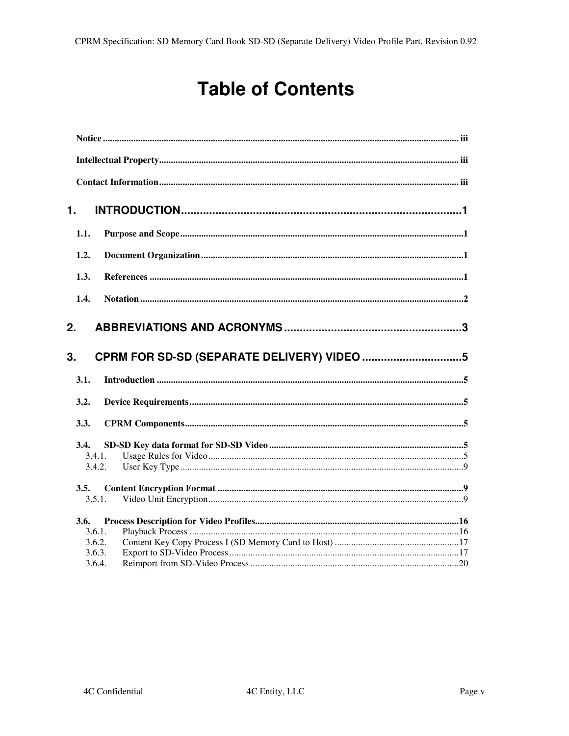# Table of Contents

**Notice** ........................................................................................................................................ iii

**Intellectual Property**................................................................................................................ iii

**Contact Information**................................................................................................................ iii

**1. INTRODUCTION**.........................................................................................1

**1.1. Purpose and Scope**.......................................................................................................1

**1.2. Document Organization**...............................................................................................1

**1.3. References** ....................................................................................................................1

**1.4. Notation** ........................................................................................................................2

**2. ABBREVIATIONS AND ACRONYMS**........................................................3

**3. CPRM FOR SD-SD (SEPARATE DELIVERY) VIDEO** ...............................5

**3.1. Introduction** ..................................................................................................................5

**3.2. Device Requirements**....................................................................................................5

**3.3. CPRM Components**......................................................................................................5

**3.4. SD-SD Key data format for SD-SD Video** .................................................................5

3.4.1. Usage Rules for Video.............................................................................................5

3.4.2. User Key Type.........................................................................................................9

**3.5. Content Encryption Format** ........................................................................................9

3.5.1. Video Unit Encryption.............................................................................................9

**3.6. Process Description for Video Profiles**......................................................................16

3.6.1. Playback Process ...................................................................................................16

3.6.2. Content Key Copy Process I (SD Memory Card to Host) .....................................17

3.6.3. Export to SD-Video Process..................................................................................17

3.6.4. Reimport from SD-Video Process .........................................................................20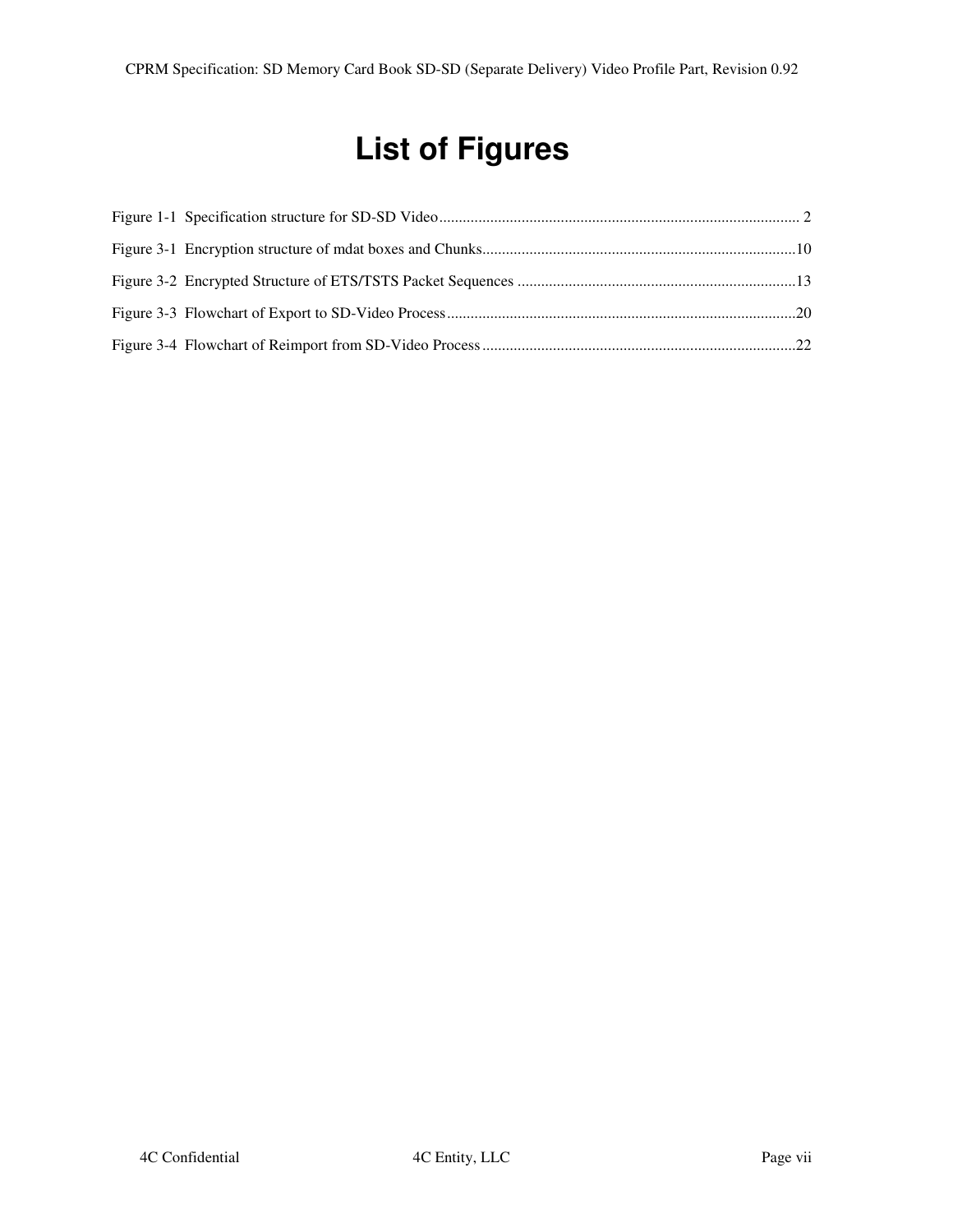# List of Figures

Figure 1-1 Specification structure for SD-SD Video ........................................................................................... 2

Figure 3-1 Encryption structure of mdat boxes and Chunks ................................................................................10

Figure 3-2 Encrypted Structure of ETS/TSTS Packet Sequences .......................................................................13

Figure 3-3 Flowchart of Export to SD-Video Process.........................................................................................20

Figure 3-4 Flowchart of Reimport from SD-Video Process ................................................................................22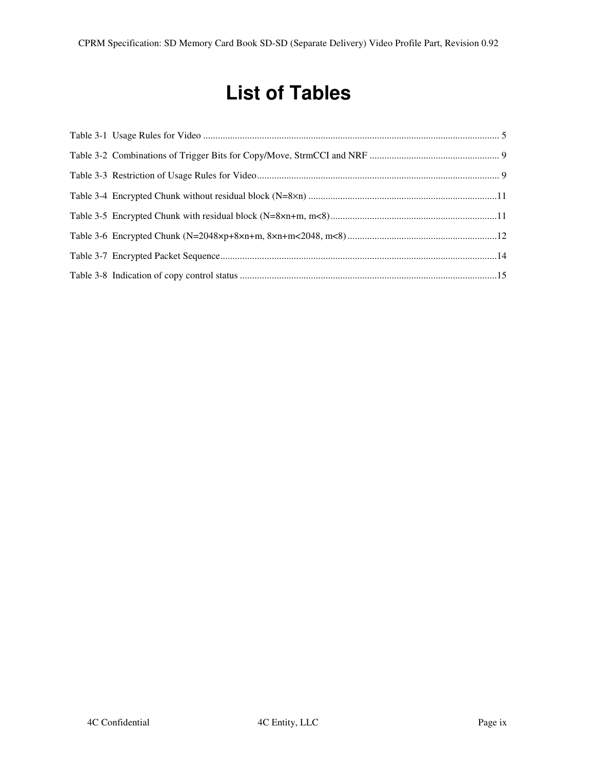# List of Tables

Table 3-1 Usage Rules for Video ........................................................................................................................ 5

Table 3-2 Combinations of Trigger Bits for Copy/Move, StrmCCI and NRF ..................................................... 9

Table 3-3 Restriction of Usage Rules for Video.................................................................................................. 9

Table 3-4 Encrypted Chunk without residual block (N=8×n) ............................................................................11

Table 3-5 Encrypted Chunk with residual block (N=8×n+m, m<8)...................................................................11

Table 3-6 Encrypted Chunk (N=2048×p+8×n+m, 8×n+m<2048, m<8) ............................................................12

Table 3-7 Encrypted Packet Sequence................................................................................................................14

Table 3-8 Indication of copy control status ........................................................................................................15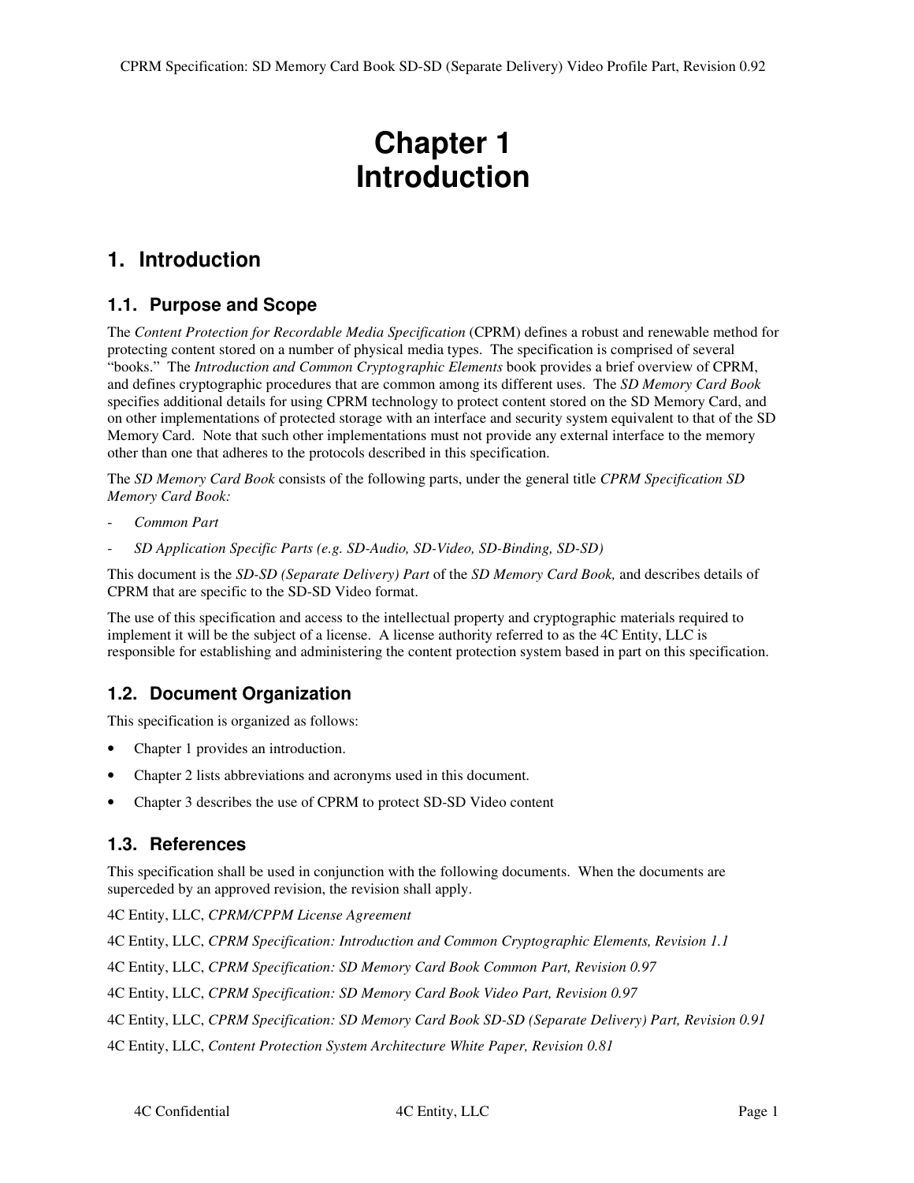# Chapter 1
# Introduction

## 1. Introduction

### 1.1. Purpose and Scope

The *Content Protection for Recordable Media Specification* (CPRM) defines a robust and renewable method for protecting content stored on a number of physical media types. The specification is comprised of several "books." The *Introduction and Common Cryptographic Elements* book provides a brief overview of CPRM, and defines cryptographic procedures that are common among its different uses. The *SD Memory Card Book* specifies additional details for using CPRM technology to protect content stored on the SD Memory Card, and on other implementations of protected storage with an interface and security system equivalent to that of the SD Memory Card. Note that such other implementations must not provide any external interface to the memory other than one that adheres to the protocols described in this specification.

The *SD Memory Card Book* consists of the following parts, under the general title *CPRM Specification SD Memory Card Book:*

- *Common Part*
- *SD Application Specific Parts (e.g. SD-Audio, SD-Video, SD-Binding, SD-SD)*

This document is the *SD-SD (Separate Delivery) Part* of the *SD Memory Card Book,* and describes details of CPRM that are specific to the SD-SD Video format.

The use of this specification and access to the intellectual property and cryptographic materials required to implement it will be the subject of a license. A license authority referred to as the 4C Entity, LLC is responsible for establishing and administering the content protection system based in part on this specification.

### 1.2. Document Organization

This specification is organized as follows:

- Chapter 1 provides an introduction.
- Chapter 2 lists abbreviations and acronyms used in this document.
- Chapter 3 describes the use of CPRM to protect SD-SD Video content

### 1.3. References

This specification shall be used in conjunction with the following documents. When the documents are superceded by an approved revision, the revision shall apply.

4C Entity, LLC, *CPRM/CPPM License Agreement*

4C Entity, LLC, *CPRM Specification: Introduction and Common Cryptographic Elements, Revision 1.1*

4C Entity, LLC, *CPRM Specification: SD Memory Card Book Common Part, Revision 0.97*

4C Entity, LLC, *CPRM Specification: SD Memory Card Book Video Part, Revision 0.97*

4C Entity, LLC, *CPRM Specification: SD Memory Card Book SD-SD (Separate Delivery) Part, Revision 0.91*

4C Entity, LLC, *Content Protection System Architecture White Paper, Revision 0.81*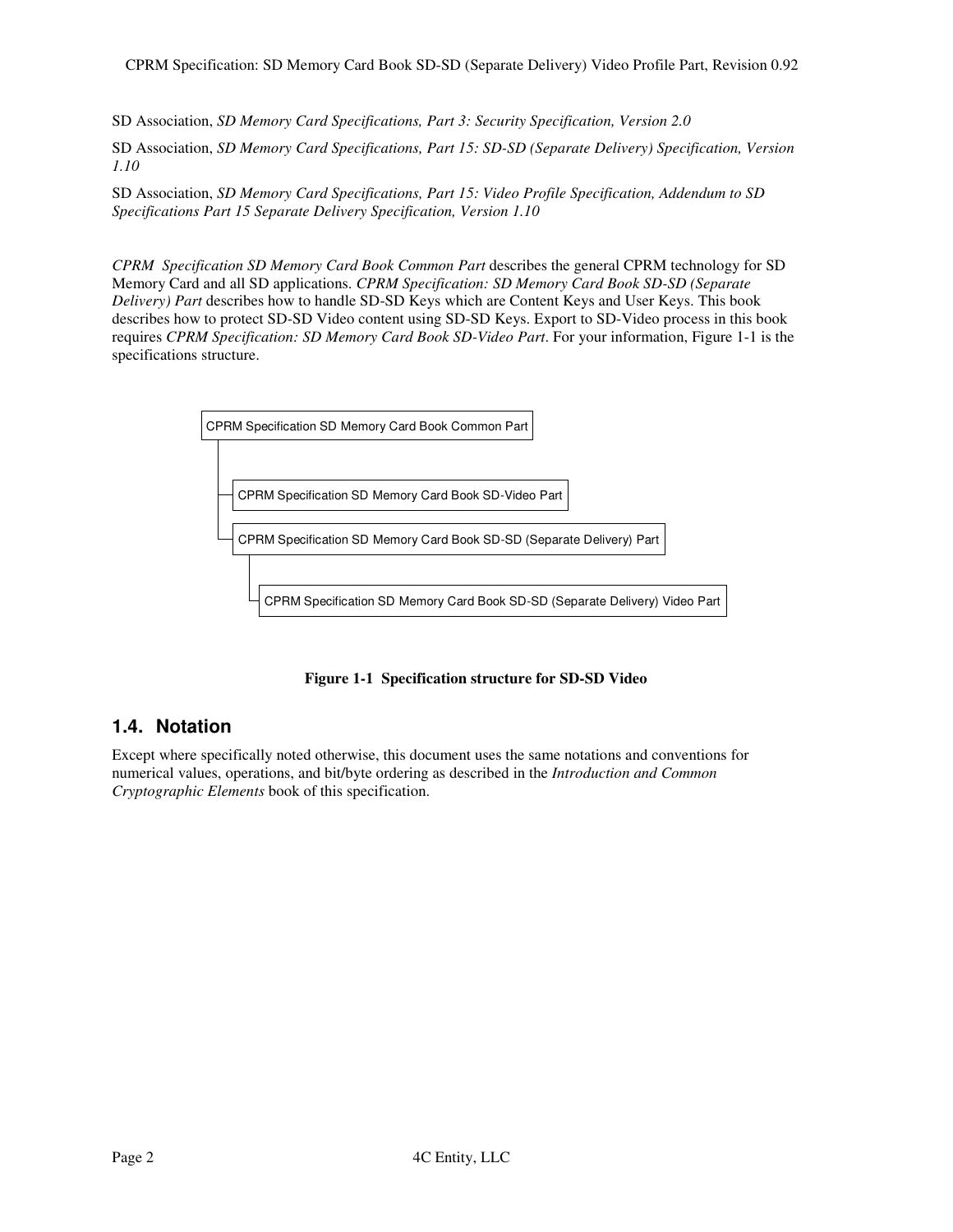SD Association, *SD Memory Card Specifications, Part 3: Security Specification, Version 2.0*

SD Association, *SD Memory Card Specifications, Part 15: SD-SD (Separate Delivery) Specification, Version 1.10*

SD Association, *SD Memory Card Specifications, Part 15: Video Profile Specification, Addendum to SD Specifications Part 15 Separate Delivery Specification, Version 1.10*

*CPRM Specification SD Memory Card Book Common Part* describes the general CPRM technology for SD Memory Card and all SD applications. *CPRM Specification: SD Memory Card Book SD-SD (Separate Delivery) Part* describes how to handle SD-SD Keys which are Content Keys and User Keys. This book describes how to protect SD-SD Video content using SD-SD Keys. Export to SD-Video process in this book requires *CPRM Specification: SD Memory Card Book SD-Video Part*. For your information, Figure 1-1 is the specifications structure.

```
CPRM Specification SD Memory Card Book Common Part
 ├─ CPRM Specification SD Memory Card Book SD-Video Part
 └─ CPRM Specification SD Memory Card Book SD-SD (Separate Delivery) Part
     └─ CPRM Specification SD Memory Card Book SD-SD (Separate Delivery) Video Part
```

**Figure 1-1 Specification structure for SD-SD Video**

## 1.4. Notation

Except where specifically noted otherwise, this document uses the same notations and conventions for numerical values, operations, and bit/byte ordering as described in the *Introduction and Common Cryptographic Elements* book of this specification.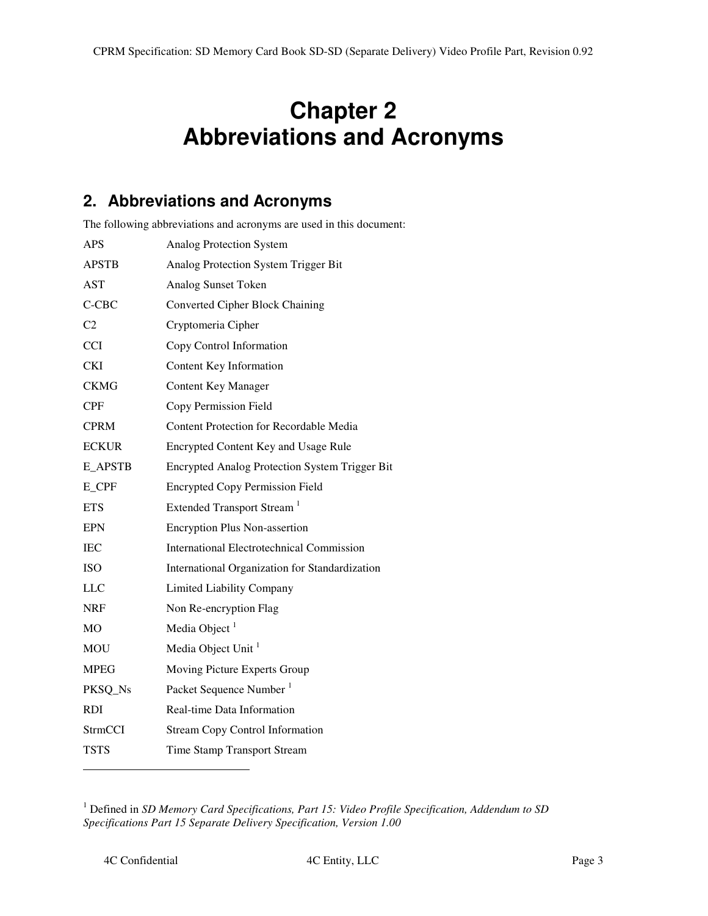# Chapter 2
# Abbreviations and Acronyms

## 2. Abbreviations and Acronyms

The following abbreviations and acronyms are used in this document:

| | |
|---|---|
| APS | Analog Protection System |
| APSTB | Analog Protection System Trigger Bit |
| AST | Analog Sunset Token |
| C-CBC | Converted Cipher Block Chaining |
| C2 | Cryptomeria Cipher |
| CCI | Copy Control Information |
| CKI | Content Key Information |
| CKMG | Content Key Manager |
| CPF | Copy Permission Field |
| CPRM | Content Protection for Recordable Media |
| ECKUR | Encrypted Content Key and Usage Rule |
| E_APSTB | Encrypted Analog Protection System Trigger Bit |
| E_CPF | Encrypted Copy Permission Field |
| ETS | Extended Transport Stream [1] |
| EPN | Encryption Plus Non-assertion |
| IEC | International Electrotechnical Commission |
| ISO | International Organization for Standardization |
| LLC | Limited Liability Company |
| NRF | Non Re-encryption Flag |
| MO | Media Object [1] |
| MOU | Media Object Unit [1] |
| MPEG | Moving Picture Experts Group |
| PKSQ_Ns | Packet Sequence Number [1] |
| RDI | Real-time Data Information |
| StrmCCI | Stream Copy Control Information |
| TSTS | Time Stamp Transport Stream |

---

[1] Defined in *SD Memory Card Specifications, Part 15: Video Profile Specification, Addendum to SD Specifications Part 15 Separate Delivery Specification, Version 1.00*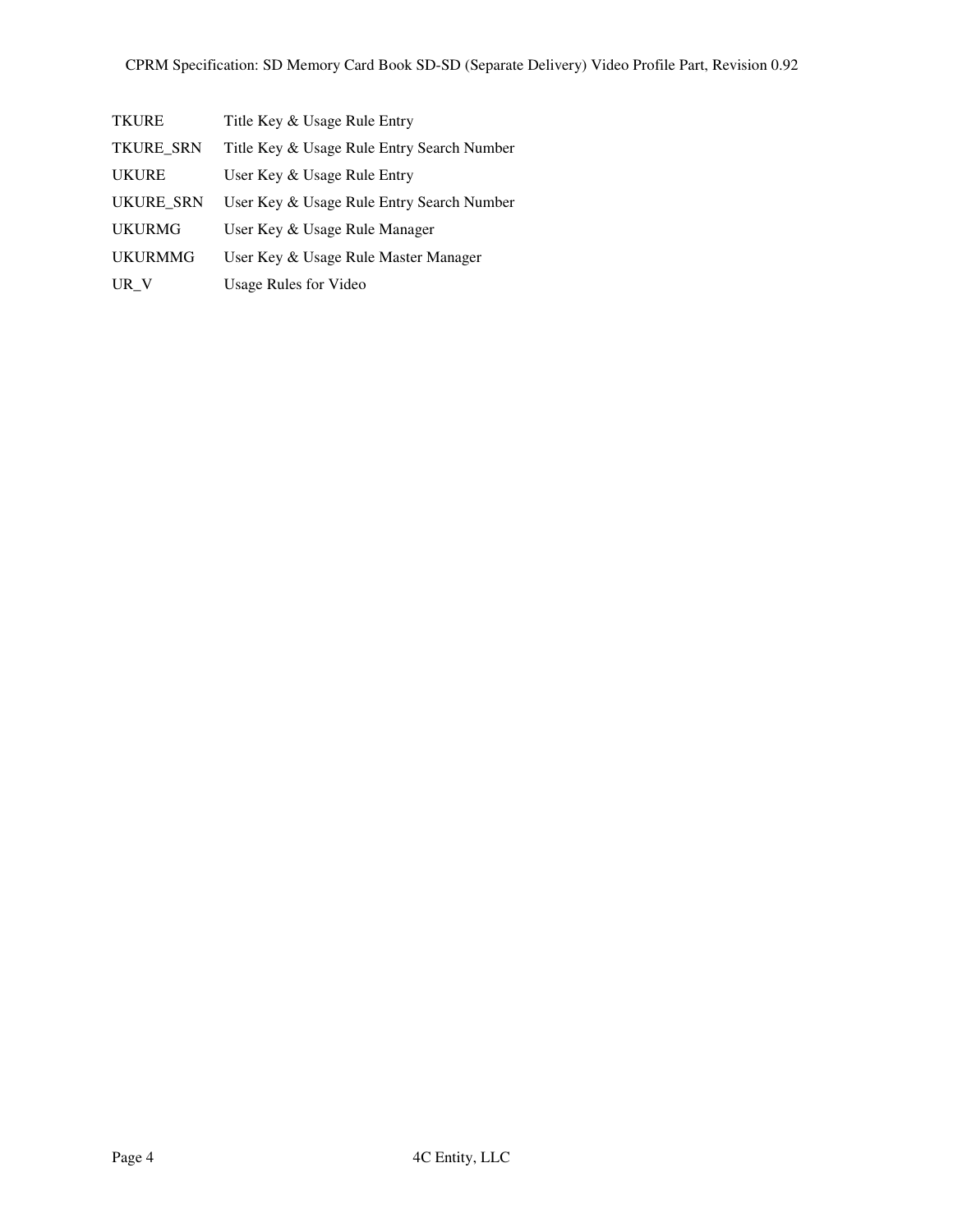| | |
|---|---|
| TKURE | Title Key & Usage Rule Entry |
| TKURE_SRN | Title Key & Usage Rule Entry Search Number |
| UKURE | User Key & Usage Rule Entry |
| UKURE_SRN | User Key & Usage Rule Entry Search Number |
| UKURMG | User Key & Usage Rule Manager |
| UKURMMG | User Key & Usage Rule Master Manager |
| UR_V | Usage Rules for Video |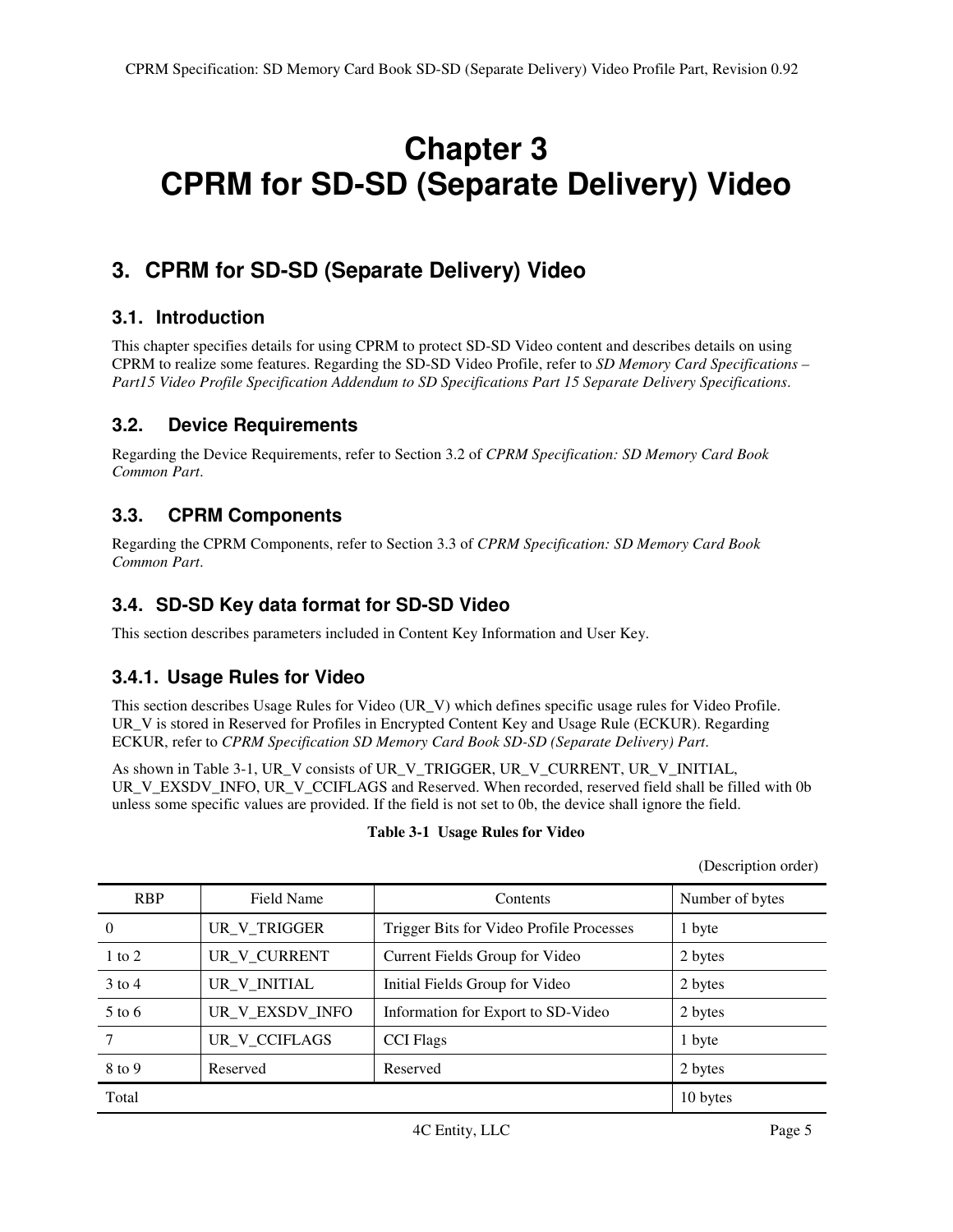# Chapter 3
# CPRM for SD-SD (Separate Delivery) Video

## 3. CPRM for SD-SD (Separate Delivery) Video

### 3.1. Introduction

This chapter specifies details for using CPRM to protect SD-SD Video content and describes details on using CPRM to realize some features. Regarding the SD-SD Video Profile, refer to *SD Memory Card Specifications – Part15 Video Profile Specification Addendum to SD Specifications Part 15 Separate Delivery Specifications*.

### 3.2. Device Requirements

Regarding the Device Requirements, refer to Section 3.2 of *CPRM Specification: SD Memory Card Book Common Part*.

### 3.3. CPRM Components

Regarding the CPRM Components, refer to Section 3.3 of *CPRM Specification: SD Memory Card Book Common Part*.

### 3.4. SD-SD Key data format for SD-SD Video

This section describes parameters included in Content Key Information and User Key.

#### 3.4.1. Usage Rules for Video

This section describes Usage Rules for Video (UR_V) which defines specific usage rules for Video Profile. UR_V is stored in Reserved for Profiles in Encrypted Content Key and Usage Rule (ECKUR). Regarding ECKUR, refer to *CPRM Specification SD Memory Card Book SD-SD (Separate Delivery) Part*.

As shown in Table 3-1, UR_V consists of UR_V_TRIGGER, UR_V_CURRENT, UR_V_INITIAL, UR_V_EXSDV_INFO, UR_V_CCIFLAGS and Reserved. When recorded, reserved field shall be filled with 0b unless some specific values are provided. If the field is not set to 0b, the device shall ignore the field.

**Table 3-1 Usage Rules for Video**

(Description order)

| RBP | Field Name | Contents | Number of bytes |
|---|---|---|---|
| 0 | UR_V_TRIGGER | Trigger Bits for Video Profile Processes | 1 byte |
| 1 to 2 | UR_V_CURRENT | Current Fields Group for Video | 2 bytes |
| 3 to 4 | UR_V_INITIAL | Initial Fields Group for Video | 2 bytes |
| 5 to 6 | UR_V_EXSDV_INFO | Information for Export to SD-Video | 2 bytes |
| 7 | UR_V_CCIFLAGS | CCI Flags | 1 byte |
| 8 to 9 | Reserved | Reserved | 2 bytes |
| Total | | | 10 bytes |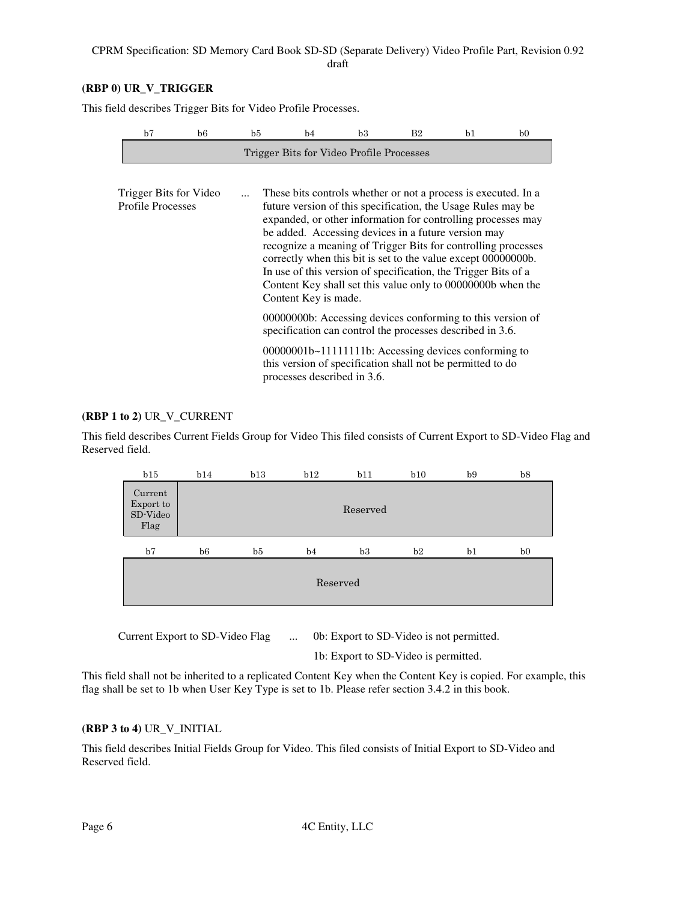**(RBP 0) UR_V_TRIGGER**

This field describes Trigger Bits for Video Profile Processes.

| b7 | b6 | b5 | b4 | b3 | B2 | b1 | b0 |
|---|---|---|---|---|---|---|---|
| Trigger Bits for Video Profile Processes | | | | | | | |

Trigger Bits for Video Profile Processes ... These bits controls whether or not a process is executed. In a future version of this specification, the Usage Rules may be expanded, or other information for controlling processes may be added. Accessing devices in a future version may recognize a meaning of Trigger Bits for controlling processes correctly when this bit is set to the value except 00000000b. In use of this version of specification, the Trigger Bits of a Content Key shall set this value only to 00000000b when the Content Key is made.

00000000b: Accessing devices conforming to this version of specification can control the processes described in 3.6.

00000001b~11111111b: Accessing devices conforming to this version of specification shall not be permitted to do processes described in 3.6.

**(RBP 1 to 2)** UR_V_CURRENT

This field describes Current Fields Group for Video This filed consists of Current Export to SD-Video Flag and Reserved field.

| b15 | b14 | b13 | b12 | b11 | b10 | b9 | b8 |
|---|---|---|---|---|---|---|---|
| Current Export to SD-Video Flag | Reserved | | | | | | |

| b7 | b6 | b5 | b4 | b3 | b2 | b1 | b0 |
|---|---|---|---|---|---|---|---|
| Reserved | | | | | | | |

Current Export to SD-Video Flag ... 0b: Export to SD-Video is not permitted.

1b: Export to SD-Video is permitted.

This field shall not be inherited to a replicated Content Key when the Content Key is copied. For example, this flag shall be set to 1b when User Key Type is set to 1b. Please refer section 3.4.2 in this book.

**(RBP 3 to 4)** UR_V_INITIAL

This field describes Initial Fields Group for Video. This filed consists of Initial Export to SD-Video and Reserved field.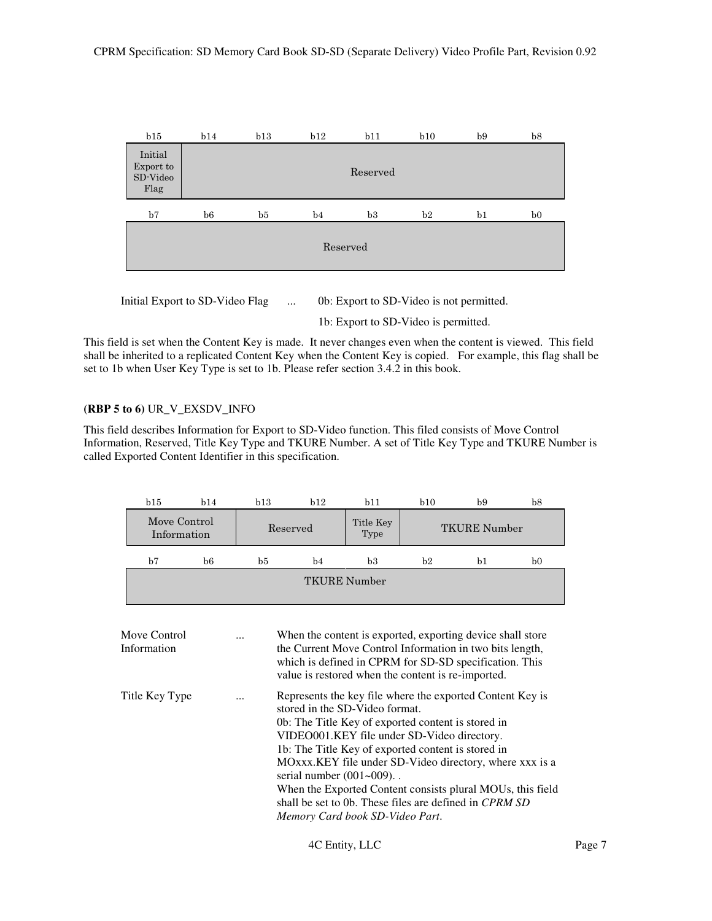| b15 | b14 | b13 | b12 | b11 | b10 | b9 | b8 |
|---|---|---|---|---|---|---|---|
| Initial Export to SD-Video Flag | Reserved | | | | | | |
| **b7** | **b6** | **b5** | **b4** | **b3** | **b2** | **b1** | **b0** |
| Reserved | | | | | | | |

Initial Export to SD-Video Flag ... 0b: Export to SD-Video is not permitted.

1b: Export to SD-Video is permitted.

This field is set when the Content Key is made. It never changes even when the content is viewed. This field shall be inherited to a replicated Content Key when the Content Key is copied. For example, this flag shall be set to 1b when User Key Type is set to 1b. Please refer section 3.4.2 in this book.

**(RBP 5 to 6)** UR_V_EXSDV_INFO

This field describes Information for Export to SD-Video function. This filed consists of Move Control Information, Reserved, Title Key Type and TKURE Number. A set of Title Key Type and TKURE Number is called Exported Content Identifier in this specification.

| b15 | b14 | b13 | b12 | b11 | b10 | b9 | b8 |
|---|---|---|---|---|---|---|---|
| Move Control Information | | Reserved | | Title Key Type | TKURE Number | | |
| **b7** | **b6** | **b5** | **b4** | **b3** | **b2** | **b1** | **b0** |
| TKURE Number | | | | | | | |

| | | |
|---|---|---|
| Move Control Information | ... | When the content is exported, exporting device shall store the Current Move Control Information in two bits length, which is defined in CPRM for SD-SD specification. This value is restored when the content is re-imported. |
| Title Key Type | ... | Represents the key file where the exported Content Key is stored in the SD-Video format.<br>0b: The Title Key of exported content is stored in VIDEO001.KEY file under SD-Video directory.<br>1b: The Title Key of exported content is stored in MOxxx.KEY file under SD-Video directory, where xxx is a serial number (001~009). .<br>When the Exported Content consists plural MOUs, this field shall be set to 0b. These files are defined in *CPRM SD Memory Card book SD-Video Part*. |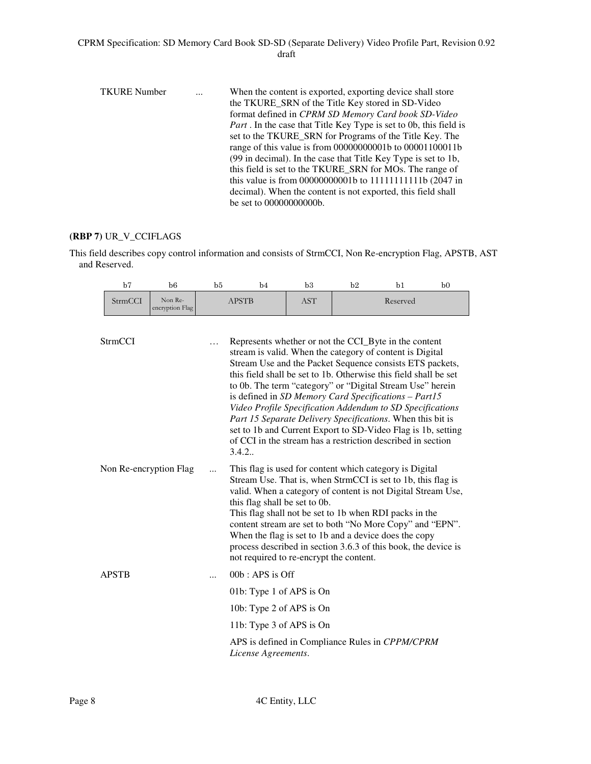TKURE Number ... When the content is exported, exporting device shall store the TKURE_SRN of the Title Key stored in SD-Video format defined in *CPRM SD Memory Card book SD-Video Part* . In the case that Title Key Type is set to 0b, this field is set to the TKURE_SRN for Programs of the Title Key. The range of this value is from 00000000001b to 00001100011b (99 in decimal). In the case that Title Key Type is set to 1b, this field is set to the TKURE_SRN for MOs. The range of this value is from 00000000001b to 11111111111b (2047 in decimal). When the content is not exported, this field shall be set to 00000000000b.

**(RBP 7)** UR_V_CCIFLAGS

This field describes copy control information and consists of StrmCCI, Non Re-encryption Flag, APSTB, AST and Reserved.

| b7 | b6 | b5 | b4 | b3 | b2 | b1 | b0 |
|---|---|---|---|---|---|---|---|
| StrmCCI | Non Re-encryption Flag | APSTB | | AST | Reserved | | |

StrmCCI … Represents whether or not the CCI_Byte in the content stream is valid. When the category of content is Digital Stream Use and the Packet Sequence consists ETS packets, this field shall be set to 1b. Otherwise this field shall be set to 0b. The term "category" or "Digital Stream Use" herein is defined in *SD Memory Card Specifications – Part15 Video Profile Specification Addendum to SD Specifications Part 15 Separate Delivery Specifications*. When this bit is set to 1b and Current Export to SD-Video Flag is 1b, setting of CCI in the stream has a restriction described in section 3.4.2..

Non Re-encryption Flag ... This flag is used for content which category is Digital Stream Use. That is, when StrmCCI is set to 1b, this flag is valid. When a category of content is not Digital Stream Use, this flag shall be set to 0b.
This flag shall not be set to 1b when RDI packs in the content stream are set to both "No More Copy" and "EPN". When the flag is set to 1b and a device does the copy process described in section 3.6.3 of this book, the device is not required to re-encrypt the content.

APSTB ... 00b : APS is Off

01b: Type 1 of APS is On

10b: Type 2 of APS is On

11b: Type 3 of APS is On

APS is defined in Compliance Rules in *CPPM/CPRM License Agreements*.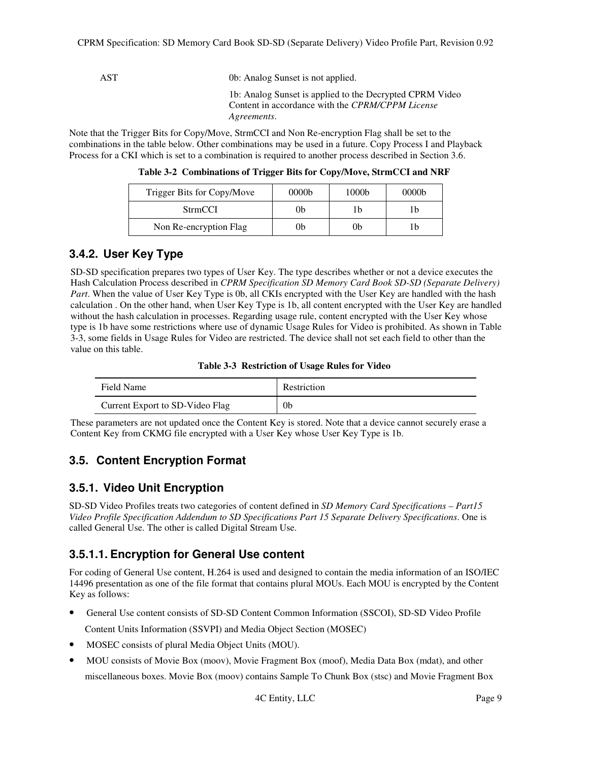| | |
|---|---|
| AST | 0b: Analog Sunset is not applied.<br>1b: Analog Sunset is applied to the Decrypted CPRM Video Content in accordance with the *CPRM/CPPM License Agreements*. |

Note that the Trigger Bits for Copy/Move, StrmCCI and Non Re-encryption Flag shall be set to the combinations in the table below. Other combinations may be used in a future. Copy Process I and Playback Process for a CKI which is set to a combination is required to another process described in Section 3.6.

**Table 3-2 Combinations of Trigger Bits for Copy/Move, StrmCCI and NRF**

| Trigger Bits for Copy/Move | 0000b | 1000b | 0000b |
|---|---|---|---|
| StrmCCI | 0b | 1b | 1b |
| Non Re-encryption Flag | 0b | 0b | 1b |

### 3.4.2. User Key Type

SD-SD specification prepares two types of User Key. The type describes whether or not a device executes the Hash Calculation Process described in *CPRM Specification SD Memory Card Book SD-SD (Separate Delivery) Part*. When the value of User Key Type is 0b, all CKIs encrypted with the User Key are handled with the hash calculation . On the other hand, when User Key Type is 1b, all content encrypted with the User Key are handled without the hash calculation in processes. Regarding usage rule, content encrypted with the User Key whose type is 1b have some restrictions where use of dynamic Usage Rules for Video is prohibited. As shown in Table 3-3, some fields in Usage Rules for Video are restricted. The device shall not set each field to other than the value on this table.

**Table 3-3 Restriction of Usage Rules for Video**

| Field Name | Restriction |
|---|---|
| Current Export to SD-Video Flag | 0b |

These parameters are not updated once the Content Key is stored. Note that a device cannot securely erase a Content Key from CKMG file encrypted with a User Key whose User Key Type is 1b.

## 3.5. Content Encryption Format

### 3.5.1. Video Unit Encryption

SD-SD Video Profiles treats two categories of content defined in *SD Memory Card Specifications – Part15 Video Profile Specification Addendum to SD Specifications Part 15 Separate Delivery Specifications*. One is called General Use. The other is called Digital Stream Use.

#### 3.5.1.1. Encryption for General Use content

For coding of General Use content, H.264 is used and designed to contain the media information of an ISO/IEC 14496 presentation as one of the file format that contains plural MOUs. Each MOU is encrypted by the Content Key as follows:

- General Use content consists of SD-SD Content Common Information (SSCOI), SD-SD Video Profile Content Units Information (SSVPI) and Media Object Section (MOSEC)
- MOSEC consists of plural Media Object Units (MOU).
- MOU consists of Movie Box (moov), Movie Fragment Box (moof), Media Data Box (mdat), and other miscellaneous boxes. Movie Box (moov) contains Sample To Chunk Box (stsc) and Movie Fragment Box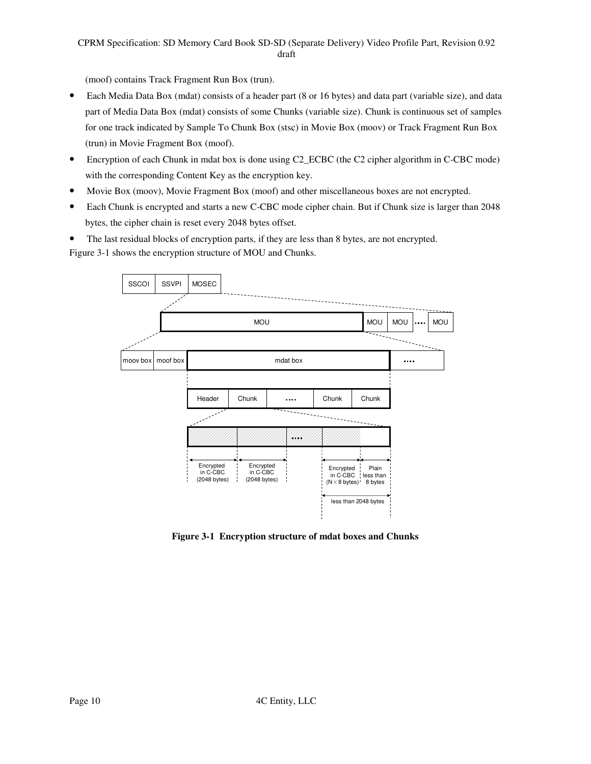(moof) contains Track Fragment Run Box (trun).

- Each Media Data Box (mdat) consists of a header part (8 or 16 bytes) and data part (variable size), and data part of Media Data Box (mdat) consists of some Chunks (variable size). Chunk is continuous set of samples for one track indicated by Sample To Chunk Box (stsc) in Movie Box (moov) or Track Fragment Run Box (trun) in Movie Fragment Box (moof).
- Encryption of each Chunk in mdat box is done using C2_ECBC (the C2 cipher algorithm in C-CBC mode) with the corresponding Content Key as the encryption key.
- Movie Box (moov), Movie Fragment Box (moof) and other miscellaneous boxes are not encrypted.
- Each Chunk is encrypted and starts a new C-CBC mode cipher chain. But if Chunk size is larger than 2048 bytes, the cipher chain is reset every 2048 bytes offset.
- The last residual blocks of encryption parts, if they are less than 8 bytes, are not encrypted.

Figure 3-1 shows the encryption structure of MOU and Chunks.

**Figure 3-1 Encryption structure of mdat boxes and Chunks**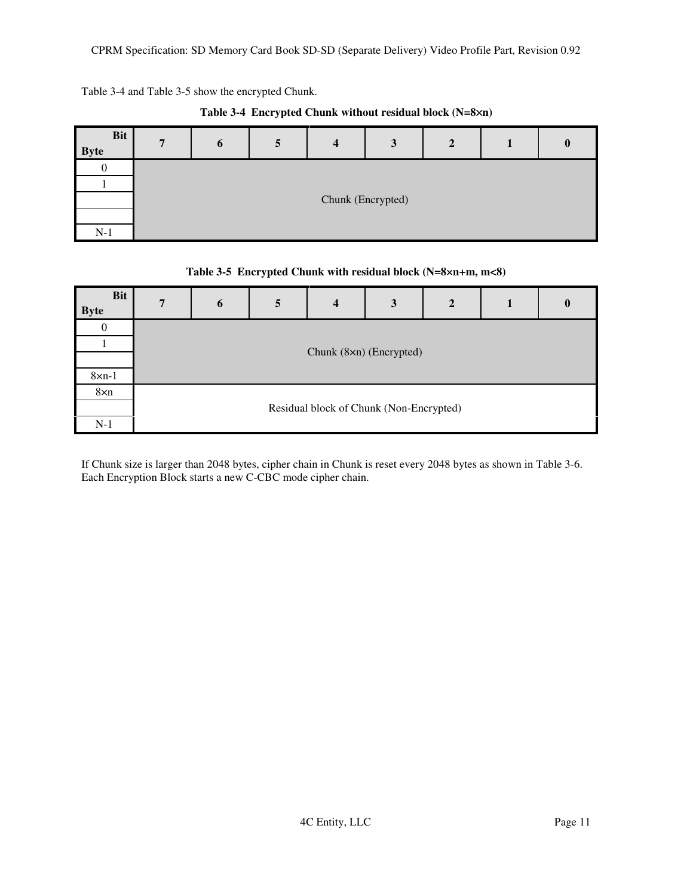Table 3-4 and Table 3-5 show the encrypted Chunk.

**Table 3-4 Encrypted Chunk without residual block (N=8×n)**

| Bit<br>Byte | 7 | 6 | 5 | 4 | 3 | 2 | 1 | 0 |
|---|---|---|---|---|---|---|---|---|
| 0 | Chunk (Encrypted) | | | | | | | |
| 1 | | | | | | | | |
| | | | | | | | | |
| | | | | | | | | |
| N-1 | | | | | | | | |

**Table 3-5 Encrypted Chunk with residual block (N=8×n+m, m<8)**

| Bit<br>Byte | 7 | 6 | 5 | 4 | 3 | 2 | 1 | 0 |
|---|---|---|---|---|---|---|---|---|
| 0 | Chunk (8×n) (Encrypted) | | | | | | | |
| 1 | | | | | | | | |
| | | | | | | | | |
| 8×n-1 | | | | | | | | |
| 8×n | Residual block of Chunk (Non-Encrypted) | | | | | | | |
| | | | | | | | | |
| N-1 | | | | | | | | |

If Chunk size is larger than 2048 bytes, cipher chain in Chunk is reset every 2048 bytes as shown in Table 3-6. Each Encryption Block starts a new C-CBC mode cipher chain.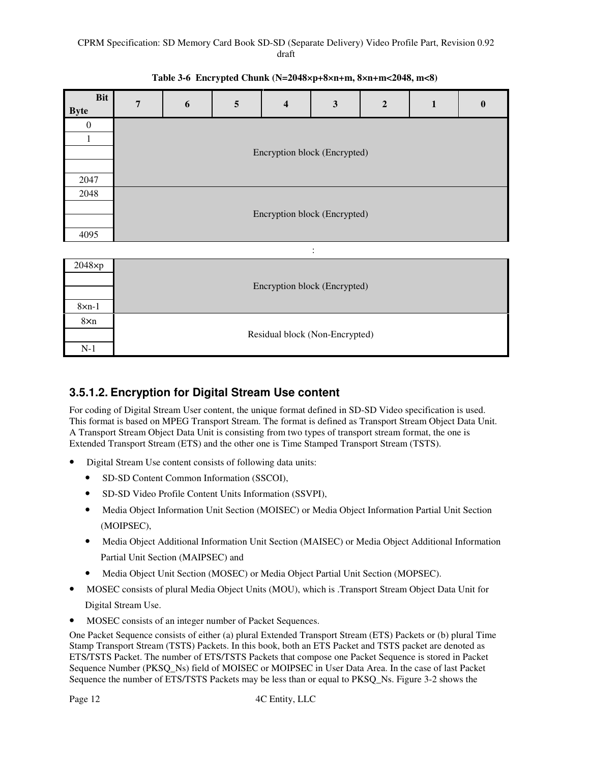**Table 3-6 Encrypted Chunk (N=2048×p+8×n+m, 8×n+m<2048, m<8)**

| Byte \ Bit | 7 | 6 | 5 | 4 | 3 | 2 | 1 | 0 |
|---|---|---|---|---|---|---|---|---|
| 0 | Encryption block (Encrypted) | | | | | | | |
| 1 | | | | | | | | |
| | | | | | | | | |
| | | | | | | | | |
| 2047 | | | | | | | | |
| 2048 | Encryption block (Encrypted) | | | | | | | |
| | | | | | | | | |
| | | | | | | | | |
| 4095 | | | | | | | | |
| : | | | | | | | | |
| 2048×p | Encryption block (Encrypted) | | | | | | | |
| | | | | | | | | |
| | | | | | | | | |
| 8×n-1 | | | | | | | | |
| 8×n | Residual block (Non-Encrypted) | | | | | | | |
| | | | | | | | | |
| N-1 | | | | | | | | |

### 3.5.1.2. Encryption for Digital Stream Use content

For coding of Digital Stream User content, the unique format defined in SD-SD Video specification is used. This format is based on MPEG Transport Stream. The format is defined as Transport Stream Object Data Unit. A Transport Stream Object Data Unit is consisting from two types of transport stream format, the one is Extended Transport Stream (ETS) and the other one is Time Stamped Transport Stream (TSTS).

- Digital Stream Use content consists of following data units:
  - SD-SD Content Common Information (SSCOI),
  - SD-SD Video Profile Content Units Information (SSVPI),
  - Media Object Information Unit Section (MOISEC) or Media Object Information Partial Unit Section (MOIPSEC),
  - Media Object Additional Information Unit Section (MAISEC) or Media Object Additional Information Partial Unit Section (MAIPSEC) and
  - Media Object Unit Section (MOSEC) or Media Object Partial Unit Section (MOPSEC).
- MOSEC consists of plural Media Object Units (MOU), which is .Transport Stream Object Data Unit for Digital Stream Use.
- MOSEC consists of an integer number of Packet Sequences.

One Packet Sequence consists of either (a) plural Extended Transport Stream (ETS) Packets or (b) plural Time Stamp Transport Stream (TSTS) Packets. In this book, both an ETS Packet and TSTS packet are denoted as ETS/TSTS Packet. The number of ETS/TSTS Packets that compose one Packet Sequence is stored in Packet Sequence Number (PKSQ_Ns) field of MOISEC or MOIPSEC in User Data Area. In the case of last Packet Sequence the number of ETS/TSTS Packets may be less than or equal to PKSQ_Ns. Figure 3-2 shows the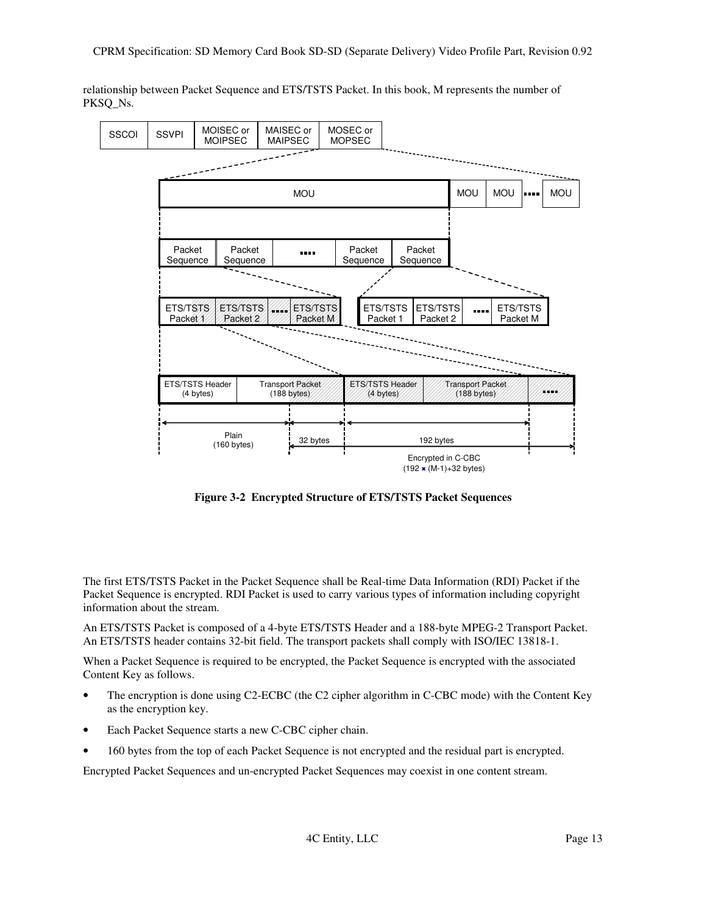relationship between Packet Sequence and ETS/TSTS Packet. In this book, M represents the number of PKSQ_Ns.

**Figure 3-2 Encrypted Structure of ETS/TSTS Packet Sequences**

The first ETS/TSTS Packet in the Packet Sequence shall be Real-time Data Information (RDI) Packet if the Packet Sequence is encrypted. RDI Packet is used to carry various types of information including copyright information about the stream.

An ETS/TSTS Packet is composed of a 4-byte ETS/TSTS Header and a 188-byte MPEG-2 Transport Packet. An ETS/TSTS header contains 32-bit field. The transport packets shall comply with ISO/IEC 13818-1.

When a Packet Sequence is required to be encrypted, the Packet Sequence is encrypted with the associated Content Key as follows.

- The encryption is done using C2-ECBC (the C2 cipher algorithm in C-CBC mode) with the Content Key as the encryption key.
- Each Packet Sequence starts a new C-CBC cipher chain.
- 160 bytes from the top of each Packet Sequence is not encrypted and the residual part is encrypted.

Encrypted Packet Sequences and un-encrypted Packet Sequences may coexist in one content stream.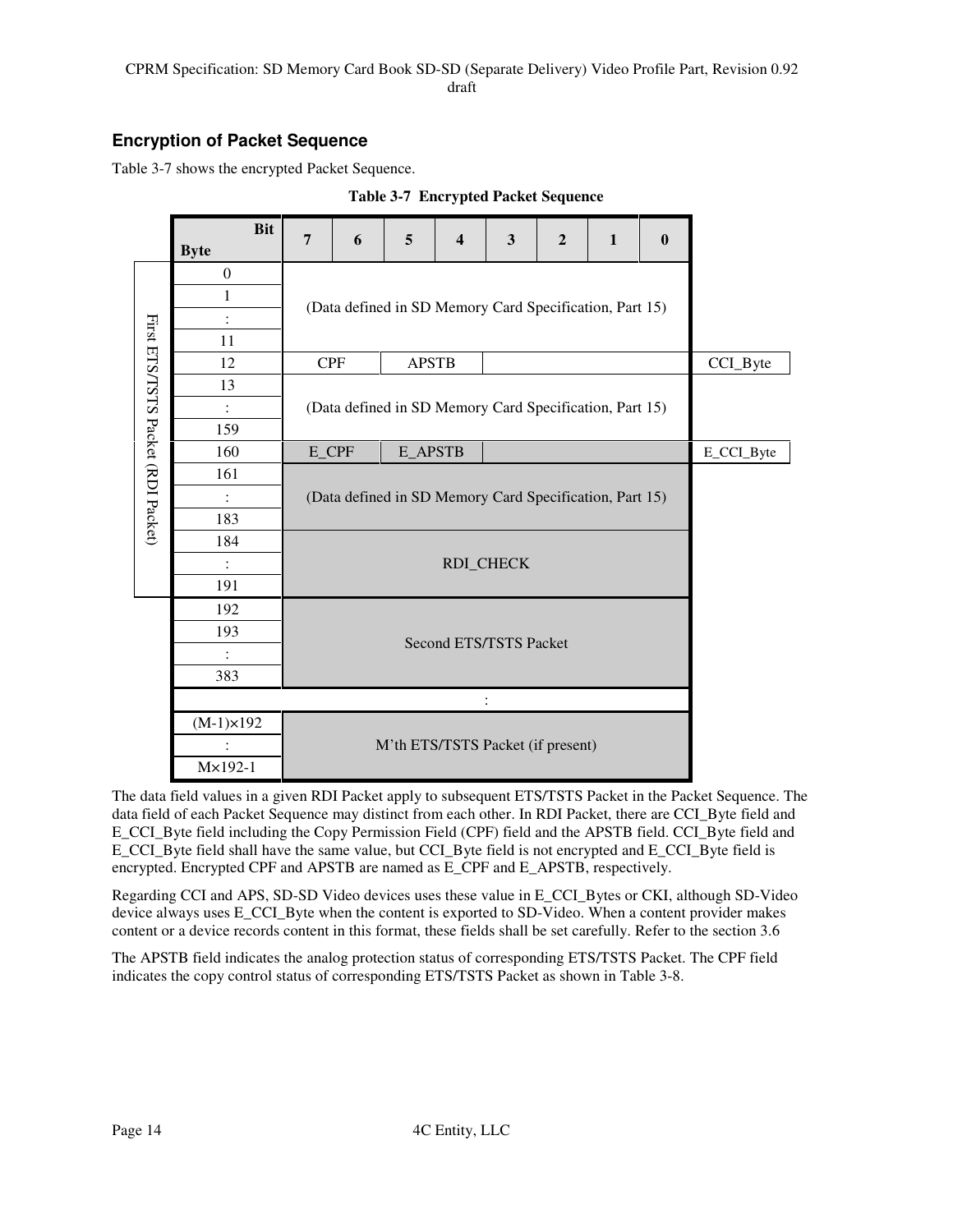## Encryption of Packet Sequence

Table 3-7 shows the encrypted Packet Sequence.

**Table 3-7 Encrypted Packet Sequence**

| | Byte \ Bit | 7 | 6 | 5 | 4 | 3 | 2 | 1 | 0 | |
|---|---|---|---|---|---|---|---|---|---|---|
| First ETS/TSTS Packet (RDI Packet) | 0 | (Data defined in SD Memory Card Specification, Part 15) | | | | | | | | |
| | 1 | | | | | | | | | |
| | : | | | | | | | | | |
| | 11 | | | | | | | | | |
| | 12 | CPF | | APSTB | | | | | | CCI_Byte |
| | 13 | (Data defined in SD Memory Card Specification, Part 15) | | | | | | | | |
| | : | | | | | | | | | |
| | 159 | | | | | | | | | |
| | 160 | E_CPF | | E_APSTB | | | | | | E_CCI_Byte |
| | 161 | (Data defined in SD Memory Card Specification, Part 15) | | | | | | | | |
| | : | | | | | | | | | |
| | 183 | | | | | | | | | |
| | 184 | RDI_CHECK | | | | | | | | |
| | : | | | | | | | | | |
| | 191 | | | | | | | | | |
| | 192 | Second ETS/TSTS Packet | | | | | | | | |
| | 193 | | | | | | | | | |
| | : | | | | | | | | | |
| | 383 | | | | | | | | | |
| | : | | | | | | | | | |
| | (M-1)×192 | M'th ETS/TSTS Packet (if present) | | | | | | | | |
| | : | | | | | | | | | |
| | M×192-1 | | | | | | | | | |

The data field values in a given RDI Packet apply to subsequent ETS/TSTS Packet in the Packet Sequence. The data field of each Packet Sequence may distinct from each other. In RDI Packet, there are CCI_Byte field and E_CCI_Byte field including the Copy Permission Field (CPF) field and the APSTB field. CCI_Byte field and E_CCI_Byte field shall have the same value, but CCI_Byte field is not encrypted and E_CCI_Byte field is encrypted. Encrypted CPF and APSTB are named as E_CPF and E_APSTB, respectively.

Regarding CCI and APS, SD-SD Video devices uses these value in E_CCI_Bytes or CKI, although SD-Video device always uses E_CCI_Byte when the content is exported to SD-Video. When a content provider makes content or a device records content in this format, these fields shall be set carefully. Refer to the section 3.6

The APSTB field indicates the analog protection status of corresponding ETS/TSTS Packet. The CPF field indicates the copy control status of corresponding ETS/TSTS Packet as shown in Table 3-8.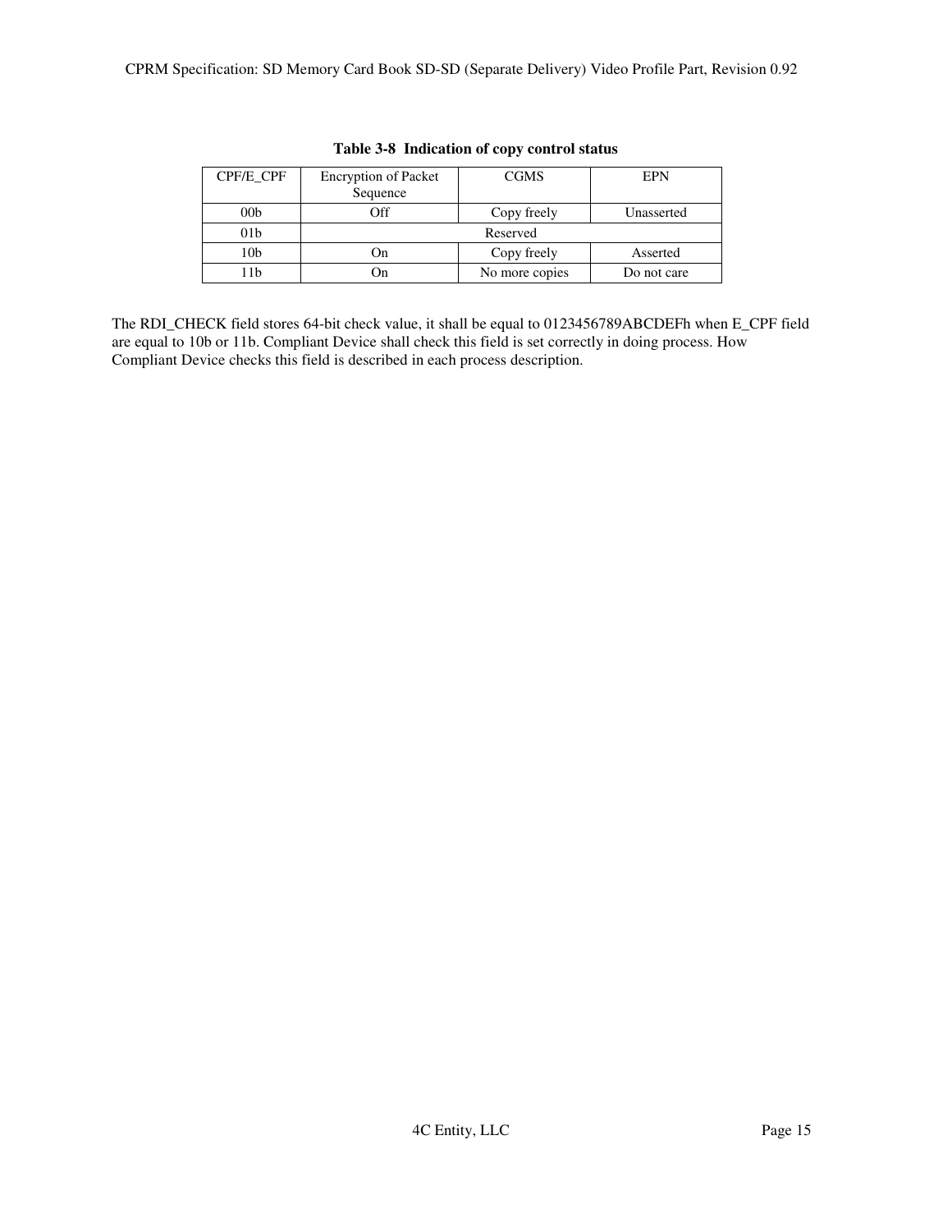**Table 3-8 Indication of copy control status**

| CPF/E_CPF | Encryption of Packet Sequence | CGMS | EPN |
|---|---|---|---|
| 00b | Off | Copy freely | Unasserted |
| 01b | Reserved | | |
| 10b | On | Copy freely | Asserted |
| 11b | On | No more copies | Do not care |

The RDI_CHECK field stores 64-bit check value, it shall be equal to 0123456789ABCDEFh when E_CPF field are equal to 10b or 11b. Compliant Device shall check this field is set correctly in doing process. How Compliant Device checks this field is described in each process description.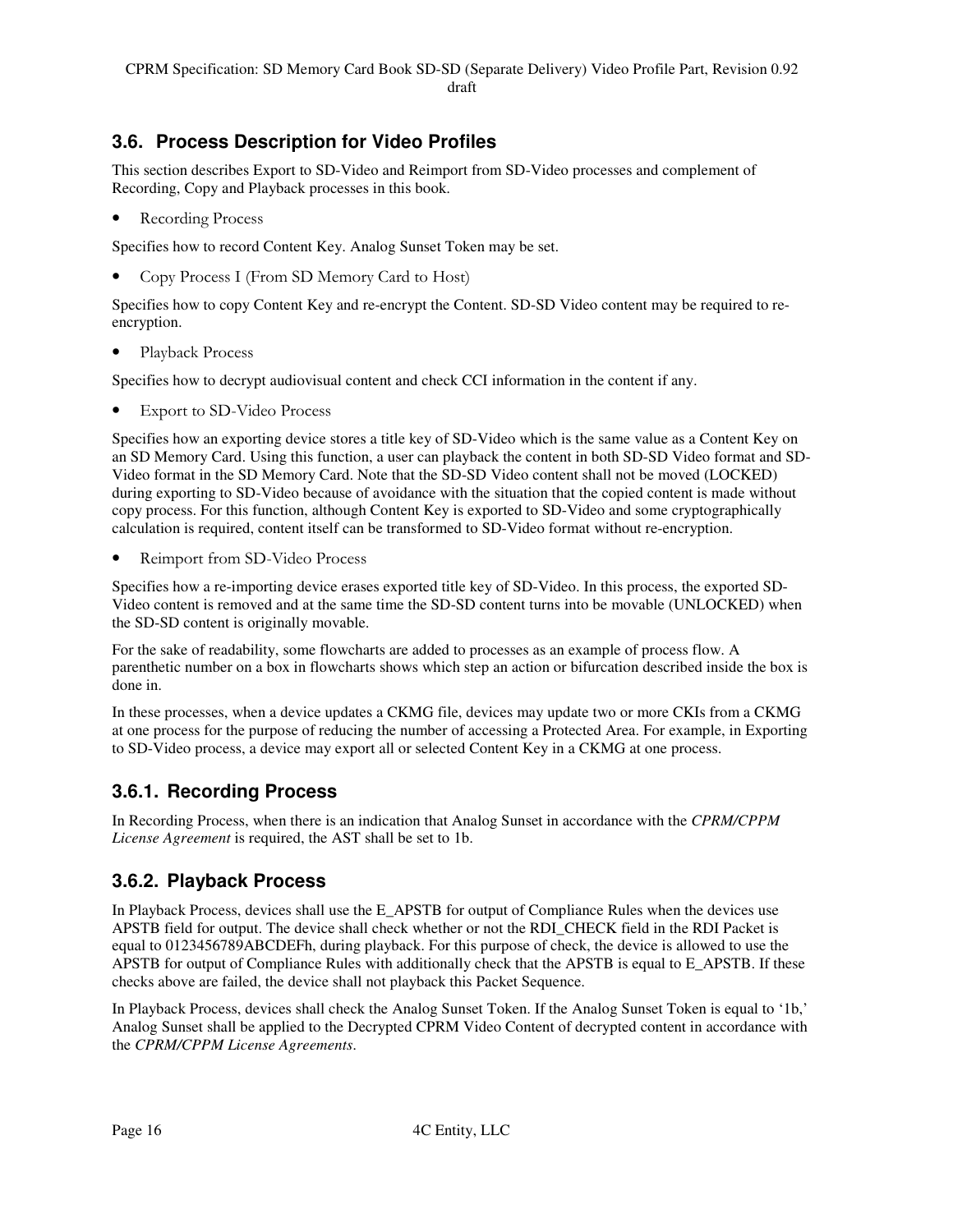## 3.6. Process Description for Video Profiles

This section describes Export to SD-Video and Reimport from SD-Video processes and complement of Recording, Copy and Playback processes in this book.

- Recording Process

Specifies how to record Content Key. Analog Sunset Token may be set.

- Copy Process I (From SD Memory Card to Host)

Specifies how to copy Content Key and re-encrypt the Content. SD-SD Video content may be required to re-encryption.

- Playback Process

Specifies how to decrypt audiovisual content and check CCI information in the content if any.

- Export to SD-Video Process

Specifies how an exporting device stores a title key of SD-Video which is the same value as a Content Key on an SD Memory Card. Using this function, a user can playback the content in both SD-SD Video format and SD-Video format in the SD Memory Card. Note that the SD-SD Video content shall not be moved (LOCKED) during exporting to SD-Video because of avoidance with the situation that the copied content is made without copy process. For this function, although Content Key is exported to SD-Video and some cryptographically calculation is required, content itself can be transformed to SD-Video format without re-encryption.

- Reimport from SD-Video Process

Specifies how a re-importing device erases exported title key of SD-Video. In this process, the exported SD-Video content is removed and at the same time the SD-SD content turns into be movable (UNLOCKED) when the SD-SD content is originally movable.

For the sake of readability, some flowcharts are added to processes as an example of process flow. A parenthetic number on a box in flowcharts shows which step an action or bifurcation described inside the box is done in.

In these processes, when a device updates a CKMG file, devices may update two or more CKIs from a CKMG at one process for the purpose of reducing the number of accessing a Protected Area. For example, in Exporting to SD-Video process, a device may export all or selected Content Key in a CKMG at one process.

### 3.6.1. Recording Process

In Recording Process, when there is an indication that Analog Sunset in accordance with the *CPRM/CPPM License Agreement* is required, the AST shall be set to 1b.

### 3.6.2. Playback Process

In Playback Process, devices shall use the E_APSTB for output of Compliance Rules when the devices use APSTB field for output. The device shall check whether or not the RDI_CHECK field in the RDI Packet is equal to 0123456789ABCDEFh, during playback. For this purpose of check, the device is allowed to use the APSTB for output of Compliance Rules with additionally check that the APSTB is equal to E_APSTB. If these checks above are failed, the device shall not playback this Packet Sequence.

In Playback Process, devices shall check the Analog Sunset Token. If the Analog Sunset Token is equal to '1b,' Analog Sunset shall be applied to the Decrypted CPRM Video Content of decrypted content in accordance with the *CPRM/CPPM License Agreements*.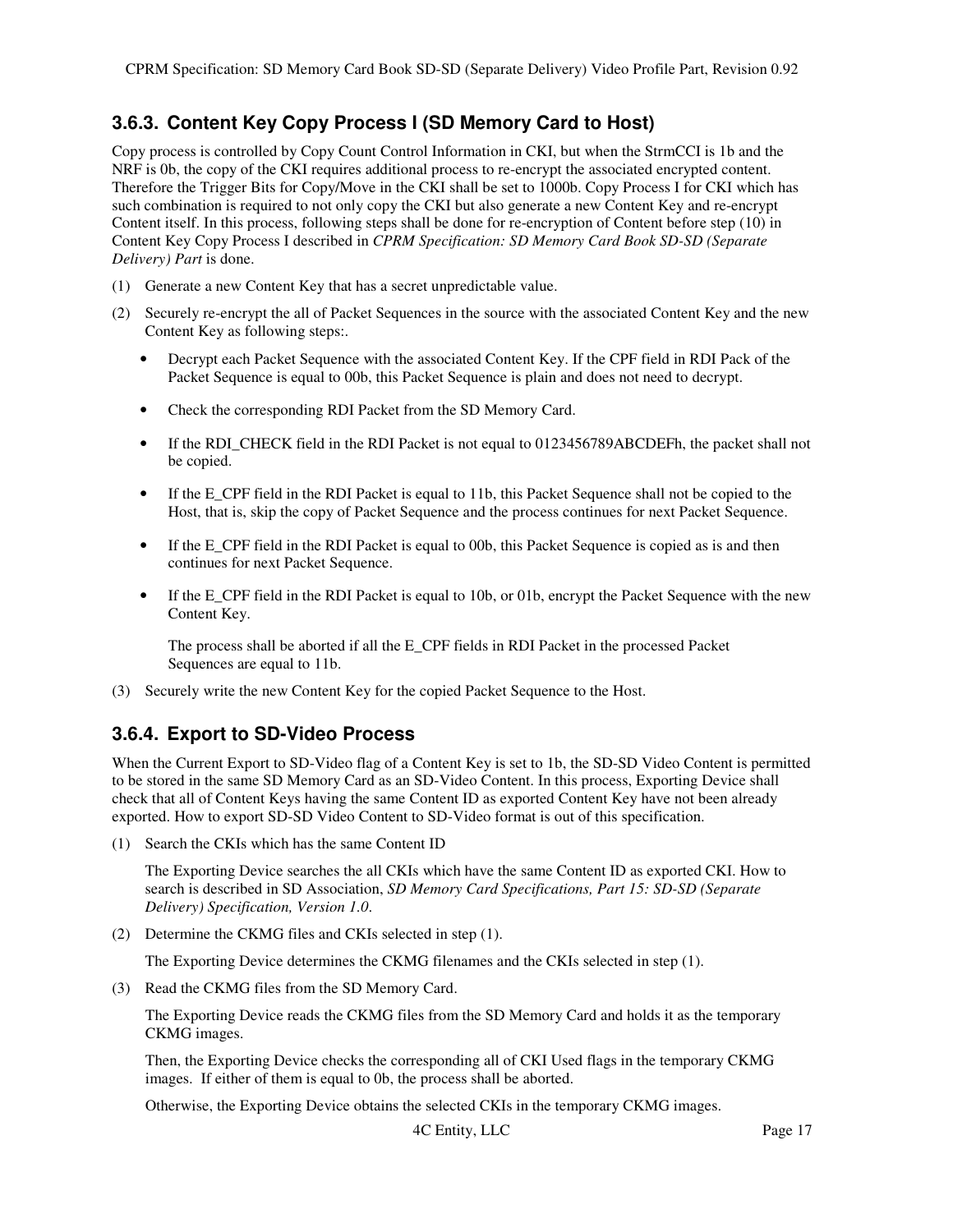### 3.6.3. Content Key Copy Process I (SD Memory Card to Host)

Copy process is controlled by Copy Count Control Information in CKI, but when the StrmCCI is 1b and the NRF is 0b, the copy of the CKI requires additional process to re-encrypt the associated encrypted content. Therefore the Trigger Bits for Copy/Move in the CKI shall be set to 1000b. Copy Process I for CKI which has such combination is required to not only copy the CKI but also generate a new Content Key and re-encrypt Content itself. In this process, following steps shall be done for re-encryption of Content before step (10) in Content Key Copy Process I described in *CPRM Specification: SD Memory Card Book SD-SD (Separate Delivery) Part* is done.

(1) Generate a new Content Key that has a secret unpredictable value.

(2) Securely re-encrypt the all of Packet Sequences in the source with the associated Content Key and the new Content Key as following steps:.

- Decrypt each Packet Sequence with the associated Content Key. If the CPF field in RDI Pack of the Packet Sequence is equal to 00b, this Packet Sequence is plain and does not need to decrypt.

- Check the corresponding RDI Packet from the SD Memory Card.

- If the RDI_CHECK field in the RDI Packet is not equal to 0123456789ABCDEFh, the packet shall not be copied.

- If the E_CPF field in the RDI Packet is equal to 11b, this Packet Sequence shall not be copied to the Host, that is, skip the copy of Packet Sequence and the process continues for next Packet Sequence.

- If the E_CPF field in the RDI Packet is equal to 00b, this Packet Sequence is copied as is and then continues for next Packet Sequence.

- If the E_CPF field in the RDI Packet is equal to 10b, or 01b, encrypt the Packet Sequence with the new Content Key.

  The process shall be aborted if all the E_CPF fields in RDI Packet in the processed Packet Sequences are equal to 11b.

(3) Securely write the new Content Key for the copied Packet Sequence to the Host.

### 3.6.4. Export to SD-Video Process

When the Current Export to SD-Video flag of a Content Key is set to 1b, the SD-SD Video Content is permitted to be stored in the same SD Memory Card as an SD-Video Content. In this process, Exporting Device shall check that all of Content Keys having the same Content ID as exported Content Key have not been already exported. How to export SD-SD Video Content to SD-Video format is out of this specification.

(1) Search the CKIs which has the same Content ID

    The Exporting Device searches the all CKIs which have the same Content ID as exported CKI. How to search is described in SD Association, *SD Memory Card Specifications, Part 15: SD-SD (Separate Delivery) Specification, Version 1.0*.

(2) Determine the CKMG files and CKIs selected in step (1).

    The Exporting Device determines the CKMG filenames and the CKIs selected in step (1).

(3) Read the CKMG files from the SD Memory Card.

    The Exporting Device reads the CKMG files from the SD Memory Card and holds it as the temporary CKMG images.

    Then, the Exporting Device checks the corresponding all of CKI Used flags in the temporary CKMG images. If either of them is equal to 0b, the process shall be aborted.

    Otherwise, the Exporting Device obtains the selected CKIs in the temporary CKMG images.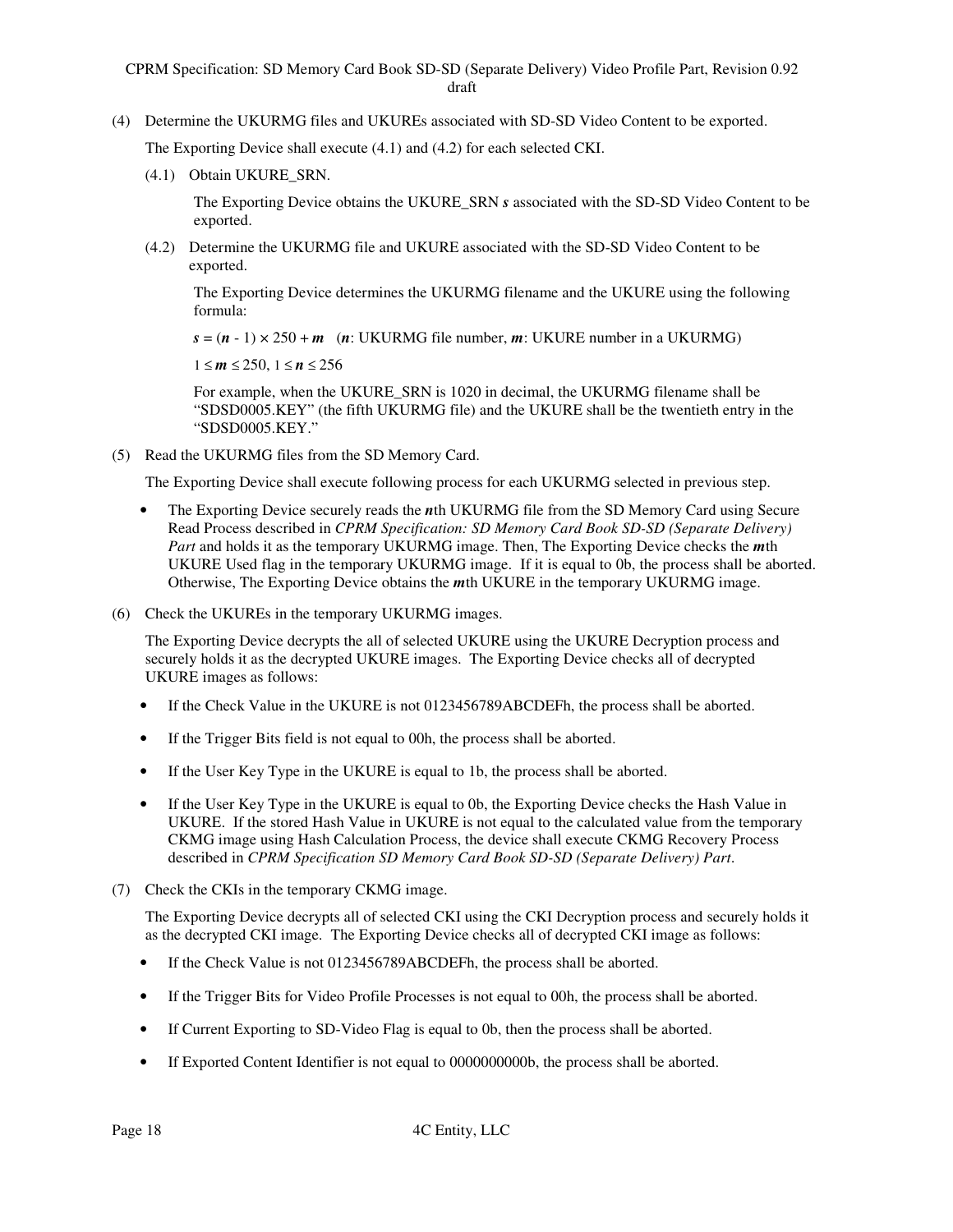(4) Determine the UKURMG files and UKUREs associated with SD-SD Video Content to be exported.

The Exporting Device shall execute (4.1) and (4.2) for each selected CKI.

(4.1) Obtain UKURE_SRN.

The Exporting Device obtains the UKURE_SRN ***s*** associated with the SD-SD Video Content to be exported.

(4.2) Determine the UKURMG file and UKURE associated with the SD-SD Video Content to be exported.

The Exporting Device determines the UKURMG filename and the UKURE using the following formula:

$\boldsymbol{s} = (\boldsymbol{n} - 1) \times 250 + \boldsymbol{m}$   ($\boldsymbol{n}$: UKURMG file number, $\boldsymbol{m}$: UKURE number in a UKURMG)

$1 \leq \boldsymbol{m} \leq 250$, $1 \leq \boldsymbol{n} \leq 256$

For example, when the UKURE_SRN is 1020 in decimal, the UKURMG filename shall be "SDSD0005.KEY" (the fifth UKURMG file) and the UKURE shall be the twentieth entry in the "SDSD0005.KEY."

(5) Read the UKURMG files from the SD Memory Card.

The Exporting Device shall execute following process for each UKURMG selected in previous step.

- The Exporting Device securely reads the ***n***th UKURMG file from the SD Memory Card using Secure Read Process described in *CPRM Specification: SD Memory Card Book SD-SD (Separate Delivery) Part* and holds it as the temporary UKURMG image. Then, The Exporting Device checks the ***m***th UKURE Used flag in the temporary UKURMG image. If it is equal to 0b, the process shall be aborted. Otherwise, The Exporting Device obtains the ***m***th UKURE in the temporary UKURMG image.

(6) Check the UKUREs in the temporary UKURMG images.

The Exporting Device decrypts the all of selected UKURE using the UKURE Decryption process and securely holds it as the decrypted UKURE images. The Exporting Device checks all of decrypted UKURE images as follows:

- If the Check Value in the UKURE is not 0123456789ABCDEFh, the process shall be aborted.
- If the Trigger Bits field is not equal to 00h, the process shall be aborted.
- If the User Key Type in the UKURE is equal to 1b, the process shall be aborted.
- If the User Key Type in the UKURE is equal to 0b, the Exporting Device checks the Hash Value in UKURE. If the stored Hash Value in UKURE is not equal to the calculated value from the temporary CKMG image using Hash Calculation Process, the device shall execute CKMG Recovery Process described in *CPRM Specification SD Memory Card Book SD-SD (Separate Delivery) Part*.

(7) Check the CKIs in the temporary CKMG image.

The Exporting Device decrypts all of selected CKI using the CKI Decryption process and securely holds it as the decrypted CKI image. The Exporting Device checks all of decrypted CKI image as follows:

- If the Check Value is not 0123456789ABCDEFh, the process shall be aborted.
- If the Trigger Bits for Video Profile Processes is not equal to 00h, the process shall be aborted.
- If Current Exporting to SD-Video Flag is equal to 0b, then the process shall be aborted.
- If Exported Content Identifier is not equal to 0000000000b, the process shall be aborted.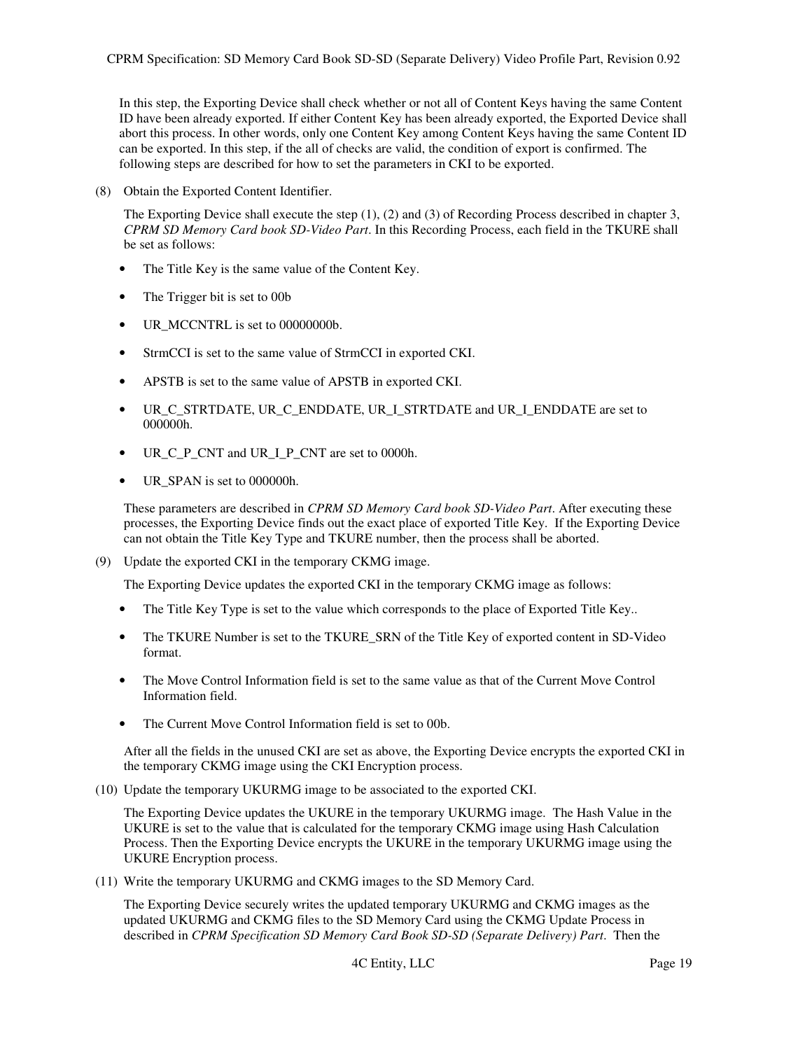In this step, the Exporting Device shall check whether or not all of Content Keys having the same Content ID have been already exported. If either Content Key has been already exported, the Exported Device shall abort this process. In other words, only one Content Key among Content Keys having the same Content ID can be exported. In this step, if the all of checks are valid, the condition of export is confirmed. The following steps are described for how to set the parameters in CKI to be exported.

(8) Obtain the Exported Content Identifier.

The Exporting Device shall execute the step (1), (2) and (3) of Recording Process described in chapter 3, *CPRM SD Memory Card book SD-Video Part*. In this Recording Process, each field in the TKURE shall be set as follows:

- The Title Key is the same value of the Content Key.
- The Trigger bit is set to 00b
- UR_MCCNTRL is set to 00000000b.
- StrmCCI is set to the same value of StrmCCI in exported CKI.
- APSTB is set to the same value of APSTB in exported CKI.
- UR_C_STRTDATE, UR_C_ENDDATE, UR_I_STRTDATE and UR_I_ENDDATE are set to 000000h.
- UR_C_P_CNT and UR_I_P_CNT are set to 0000h.
- UR_SPAN is set to 000000h.

These parameters are described in *CPRM SD Memory Card book SD-Video Part*. After executing these processes, the Exporting Device finds out the exact place of exported Title Key. If the Exporting Device can not obtain the Title Key Type and TKURE number, then the process shall be aborted.

(9) Update the exported CKI in the temporary CKMG image.

The Exporting Device updates the exported CKI in the temporary CKMG image as follows:

- The Title Key Type is set to the value which corresponds to the place of Exported Title Key..
- The TKURE Number is set to the TKURE_SRN of the Title Key of exported content in SD-Video format.
- The Move Control Information field is set to the same value as that of the Current Move Control Information field.
- The Current Move Control Information field is set to 00b.

After all the fields in the unused CKI are set as above, the Exporting Device encrypts the exported CKI in the temporary CKMG image using the CKI Encryption process.

(10) Update the temporary UKURMG image to be associated to the exported CKI.

The Exporting Device updates the UKURE in the temporary UKURMG image. The Hash Value in the UKURE is set to the value that is calculated for the temporary CKMG image using Hash Calculation Process. Then the Exporting Device encrypts the UKURE in the temporary UKURMG image using the UKURE Encryption process.

(11) Write the temporary UKURMG and CKMG images to the SD Memory Card.

The Exporting Device securely writes the updated temporary UKURMG and CKMG images as the updated UKURMG and CKMG files to the SD Memory Card using the CKMG Update Process in described in *CPRM Specification SD Memory Card Book SD-SD (Separate Delivery) Part*. Then the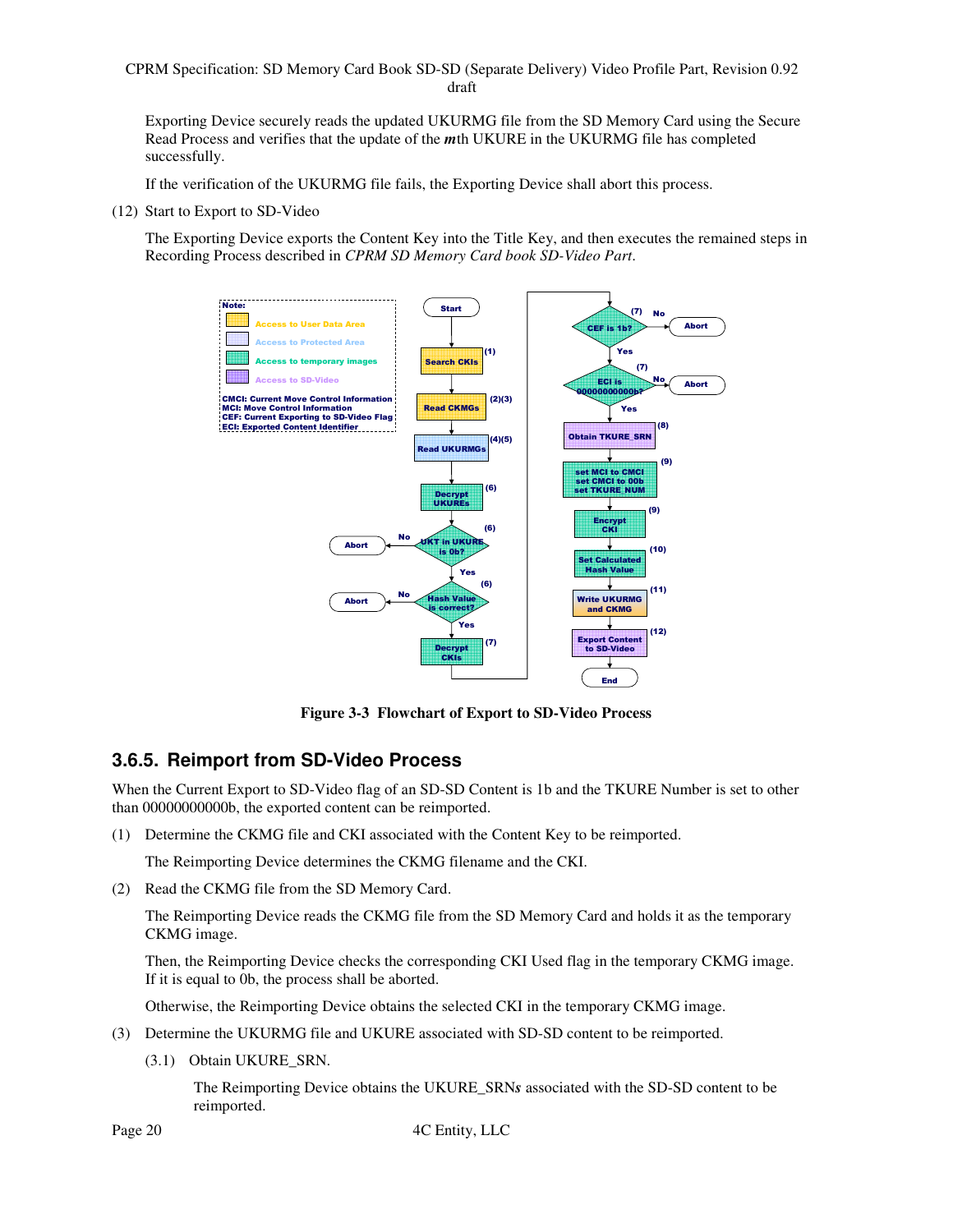Exporting Device securely reads the updated UKURMG file from the SD Memory Card using the Secure Read Process and verifies that the update of the ***m***th UKURE in the UKURMG file has completed successfully.

If the verification of the UKURMG file fails, the Exporting Device shall abort this process.

(12) Start to Export to SD-Video

The Exporting Device exports the Content Key into the Title Key, and then executes the remained steps in Recording Process described in *CPRM SD Memory Card book SD-Video Part*.

**Figure 3-3 Flowchart of Export to SD-Video Process**

## 3.6.5. Reimport from SD-Video Process

When the Current Export to SD-Video flag of an SD-SD Content is 1b and the TKURE Number is set to other than 00000000000b, the exported content can be reimported.

(1) Determine the CKMG file and CKI associated with the Content Key to be reimported.

The Reimporting Device determines the CKMG filename and the CKI.

(2) Read the CKMG file from the SD Memory Card.

The Reimporting Device reads the CKMG file from the SD Memory Card and holds it as the temporary CKMG image.

Then, the Reimporting Device checks the corresponding CKI Used flag in the temporary CKMG image. If it is equal to 0b, the process shall be aborted.

Otherwise, the Reimporting Device obtains the selected CKI in the temporary CKMG image.

(3) Determine the UKURMG file and UKURE associated with SD-SD content to be reimported.

(3.1) Obtain UKURE_SRN.

The Reimporting Device obtains the UKURE_SRN***s*** associated with the SD-SD content to be reimported.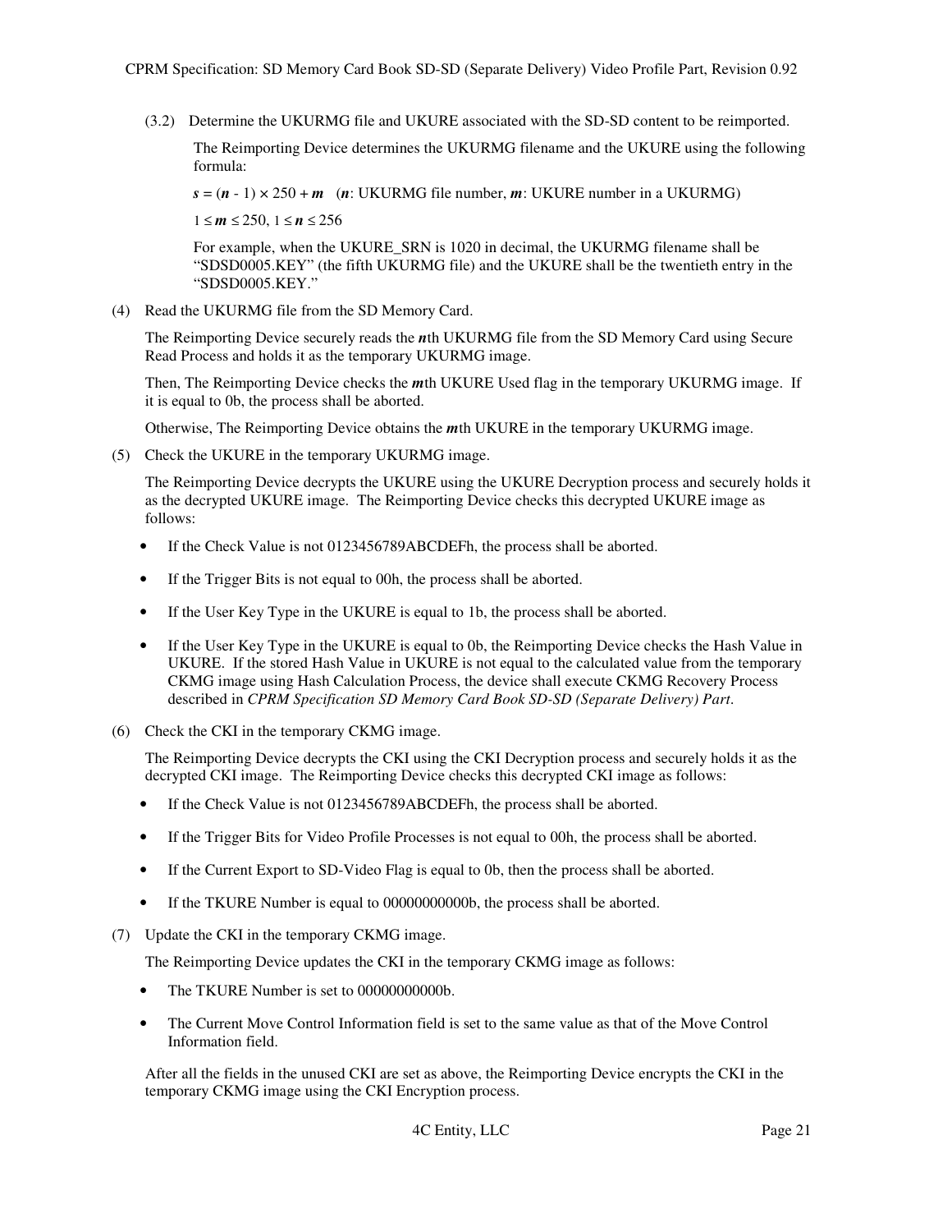(3.2) Determine the UKURMG file and UKURE associated with the SD-SD content to be reimported.

The Reimporting Device determines the UKURMG filename and the UKURE using the following formula:

$s = (n - 1) \times 250 + m$ ($n$: UKURMG file number, $m$: UKURE number in a UKURMG)

$1 \leq m \leq 250$, $1 \leq n \leq 256$

For example, when the UKURE_SRN is 1020 in decimal, the UKURMG filename shall be "SDSD0005.KEY" (the fifth UKURMG file) and the UKURE shall be the twentieth entry in the "SDSD0005.KEY."

(4) Read the UKURMG file from the SD Memory Card.

The Reimporting Device securely reads the ***n***th UKURMG file from the SD Memory Card using Secure Read Process and holds it as the temporary UKURMG image.

Then, The Reimporting Device checks the ***m***th UKURE Used flag in the temporary UKURMG image. If it is equal to 0b, the process shall be aborted.

Otherwise, The Reimporting Device obtains the ***m***th UKURE in the temporary UKURMG image.

(5) Check the UKURE in the temporary UKURMG image.

The Reimporting Device decrypts the UKURE using the UKURE Decryption process and securely holds it as the decrypted UKURE image. The Reimporting Device checks this decrypted UKURE image as follows:

- If the Check Value is not 0123456789ABCDEFh, the process shall be aborted.
- If the Trigger Bits is not equal to 00h, the process shall be aborted.
- If the User Key Type in the UKURE is equal to 1b, the process shall be aborted.
- If the User Key Type in the UKURE is equal to 0b, the Reimporting Device checks the Hash Value in UKURE. If the stored Hash Value in UKURE is not equal to the calculated value from the temporary CKMG image using Hash Calculation Process, the device shall execute CKMG Recovery Process described in *CPRM Specification SD Memory Card Book SD-SD (Separate Delivery) Part*.

(6) Check the CKI in the temporary CKMG image.

The Reimporting Device decrypts the CKI using the CKI Decryption process and securely holds it as the decrypted CKI image. The Reimporting Device checks this decrypted CKI image as follows:

- If the Check Value is not 0123456789ABCDEFh, the process shall be aborted.
- If the Trigger Bits for Video Profile Processes is not equal to 00h, the process shall be aborted.
- If the Current Export to SD-Video Flag is equal to 0b, then the process shall be aborted.
- If the TKURE Number is equal to 00000000000b, the process shall be aborted.

(7) Update the CKI in the temporary CKMG image.

The Reimporting Device updates the CKI in the temporary CKMG image as follows:

- The TKURE Number is set to 00000000000b.
- The Current Move Control Information field is set to the same value as that of the Move Control Information field.

After all the fields in the unused CKI are set as above, the Reimporting Device encrypts the CKI in the temporary CKMG image using the CKI Encryption process.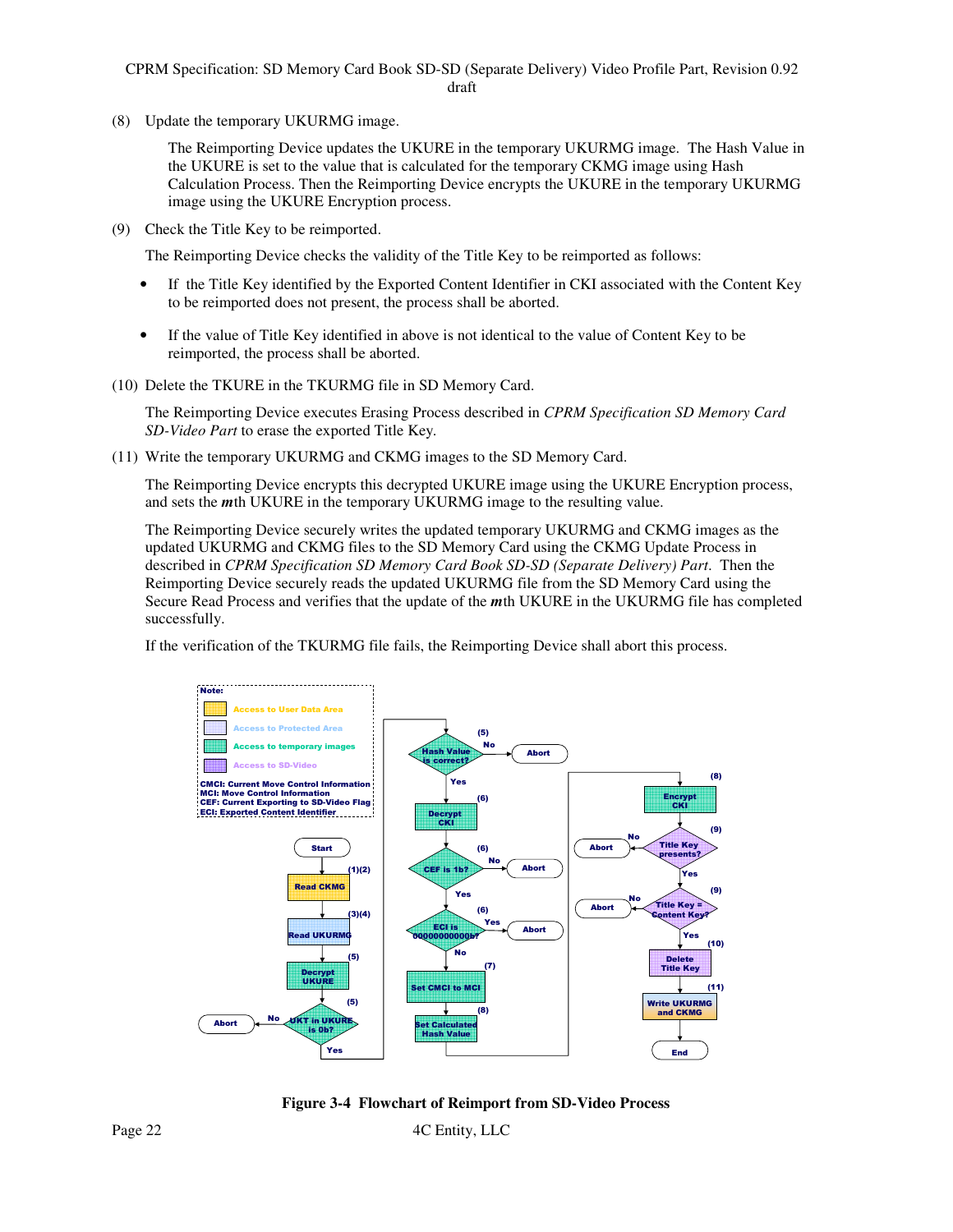(8) Update the temporary UKURMG image.

The Reimporting Device updates the UKURE in the temporary UKURMG image. The Hash Value in the UKURE is set to the value that is calculated for the temporary CKMG image using Hash Calculation Process. Then the Reimporting Device encrypts the UKURE in the temporary UKURMG image using the UKURE Encryption process.

(9) Check the Title Key to be reimported.

The Reimporting Device checks the validity of the Title Key to be reimported as follows:

- If the Title Key identified by the Exported Content Identifier in CKI associated with the Content Key to be reimported does not present, the process shall be aborted.
- If the value of Title Key identified in above is not identical to the value of Content Key to be reimported, the process shall be aborted.

(10) Delete the TKURE in the TKURMG file in SD Memory Card.

The Reimporting Device executes Erasing Process described in *CPRM Specification SD Memory Card SD-Video Part* to erase the exported Title Key.

(11) Write the temporary UKURMG and CKMG images to the SD Memory Card.

The Reimporting Device encrypts this decrypted UKURE image using the UKURE Encryption process, and sets the ***m***th UKURE in the temporary UKURMG image to the resulting value.

The Reimporting Device securely writes the updated temporary UKURMG and CKMG images as the updated UKURMG and CKMG files to the SD Memory Card using the CKMG Update Process in described in *CPRM Specification SD Memory Card Book SD-SD (Separate Delivery) Part*. Then the Reimporting Device securely reads the updated UKURMG file from the SD Memory Card using the Secure Read Process and verifies that the update of the ***m***th UKURE in the UKURMG file has completed successfully.

If the verification of the TKURMG file fails, the Reimporting Device shall abort this process.

Note:
Access to User Data Area
Access to Protected Area
Access to temporary images
Access to SD-Video
CMCI: Current Move Control Information
MCI: Move Control Information
CEF: Current Exporting to SD-Video Flag
ECI: Exported Content Identifier

Start
(1)(2) Read CKMG
(3)(4) Read UKURMG
(5) Decrypt UKURE
(5) UKT in UKURE is 0b?
No
Abort
Yes
(5) Hash Value is correct?
No
Abort
Yes
(6) Decrypt CKI
(6) CEF is 1b?
No
Abort
Yes
(6) ECI is 000000000000b?
Yes
Abort
No
(7) Set CMCI to MCI
(8) Set Calculated Hash Value
(8) Encrypt CKI
(9) Title Key presents?
No
Abort
Yes
(9) Title Key = Content Key?
No
Abort
Yes
(10) Delete Title Key
(11) Write UKURMG and CKMG
End

**Figure 3-4 Flowchart of Reimport from SD-Video Process**